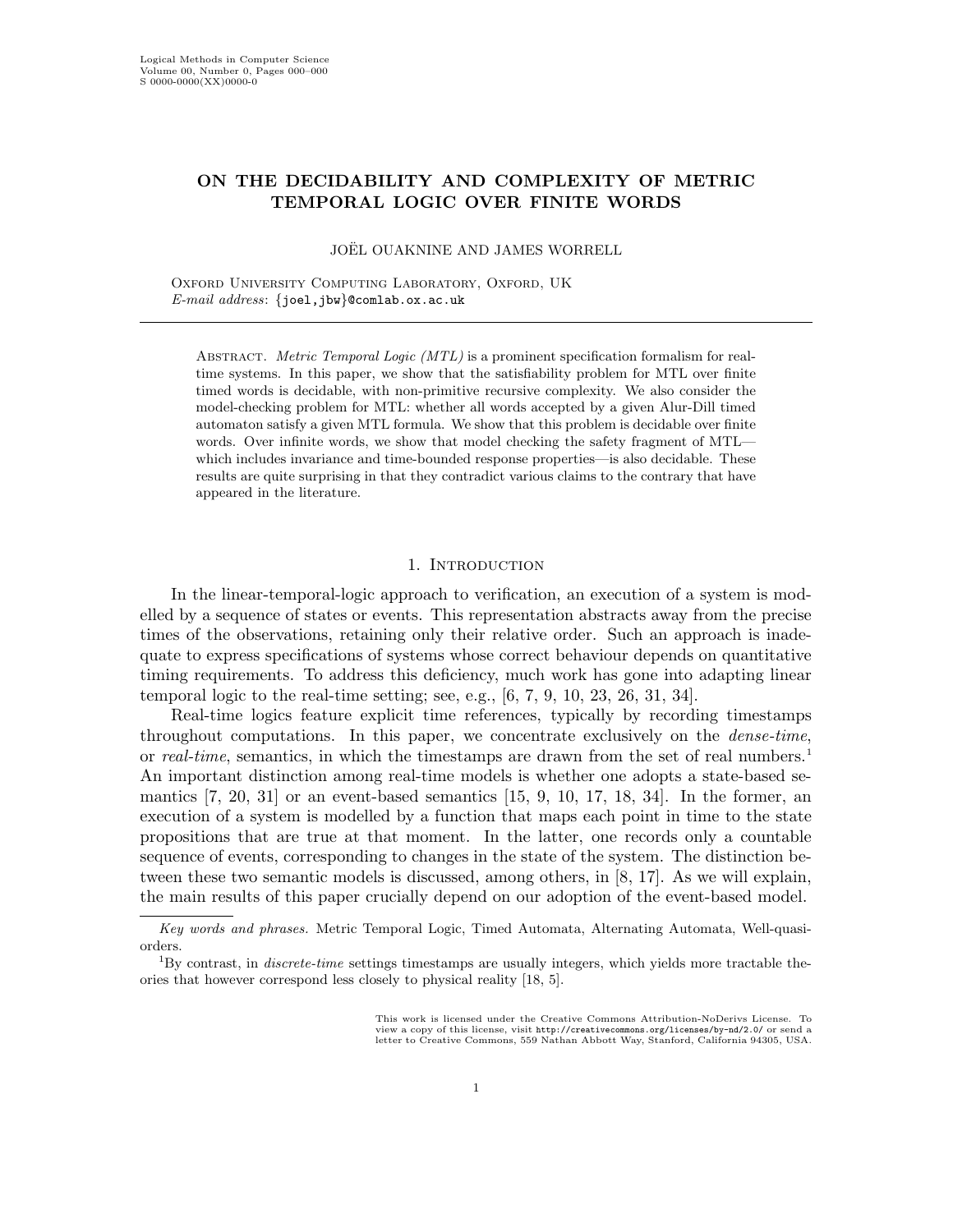# ON THE DECIDABILITY AND COMPLEXITY OF METRIC TEMPORAL LOGIC OVER FINITE WORDS

JOËL OUAKNINE AND JAMES WORRELL

Oxford University Computing Laboratory, Oxford, UK
*E-mail address*: {joel,jbw}@comlab.ox.ac.uk

Abstract. *Metric Temporal Logic (MTL)* is a prominent specification formalism for real-time systems. In this paper, we show that the satisfiability problem for MTL over finite timed words is decidable, with non-primitive recursive complexity. We also consider the model-checking problem for MTL: whether all words accepted by a given Alur-Dill timed automaton satisfy a given MTL formula. We show that this problem is decidable over finite words. Over infinite words, we show that model checking the safety fragment of MTL—which includes invariance and time-bounded response properties—is also decidable. These results are quite surprising in that they contradict various claims to the contrary that have appeared in the literature.

## 1. Introduction

In the linear-temporal-logic approach to verification, an execution of a system is modelled by a sequence of states or events. This representation abstracts away from the precise times of the observations, retaining only their relative order. Such an approach is inadequate to express specifications of systems whose correct behaviour depends on quantitative timing requirements. To address this deficiency, much work has gone into adapting linear temporal logic to the real-time setting; see, e.g., [6, 7, 9, 10, 23, 26, 31, 34].

Real-time logics feature explicit time references, typically by recording timestamps throughout computations. In this paper, we concentrate exclusively on the *dense-time*, or *real-time*, semantics, in which the timestamps are drawn from the set of real numbers.[1] An important distinction among real-time models is whether one adopts a state-based semantics [7, 20, 31] or an event-based semantics [15, 9, 10, 17, 18, 34]. In the former, an execution of a system is modelled by a function that maps each point in time to the state propositions that are true at that moment. In the latter, one records only a countable sequence of events, corresponding to changes in the state of the system. The distinction between these two semantic models is discussed, among others, in [8, 17]. As we will explain, the main results of this paper crucially depend on our adoption of the event-based model.

*Key words and phrases.* Metric Temporal Logic, Timed Automata, Alternating Automata, Well-quasi-orders.

[1] By contrast, in *discrete-time* settings timestamps are usually integers, which yields more tractable theories that however correspond less closely to physical reality [18, 5].

This work is licensed under the Creative Commons Attribution-NoDerivs License. To view a copy of this license, visit http://creativecommons.org/licenses/by-nd/2.0/ or send a letter to Creative Commons, 559 Nathan Abbott Way, Stanford, California 94305, USA.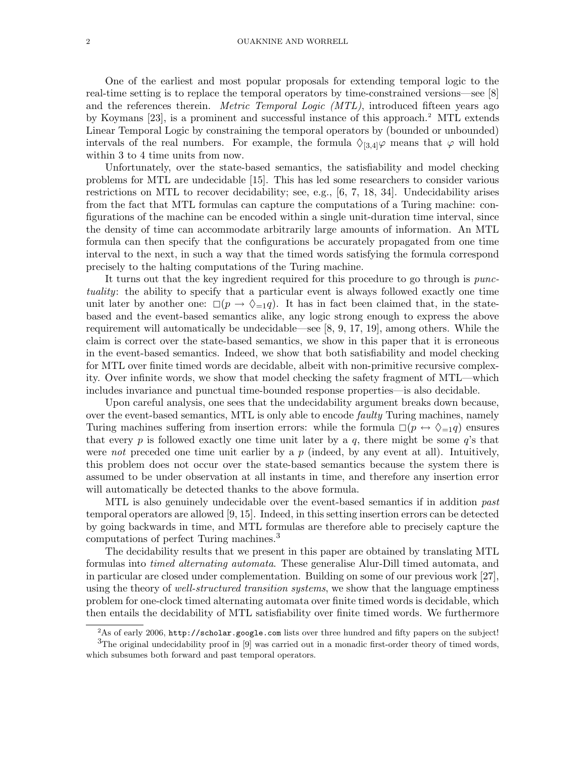One of the earliest and most popular proposals for extending temporal logic to the real-time setting is to replace the temporal operators by time-constrained versions—see [8] and the references therein. *Metric Temporal Logic (MTL)*, introduced fifteen years ago by Koymans [23], is a prominent and successful instance of this approach.[2] MTL extends Linear Temporal Logic by constraining the temporal operators by (bounded or unbounded) intervals of the real numbers. For example, the formula $\Diamond_{[3,4]}\varphi$ means that $\varphi$ will hold within 3 to 4 time units from now.

Unfortunately, over the state-based semantics, the satisfiability and model checking problems for MTL are undecidable [15]. This has led some researchers to consider various restrictions on MTL to recover decidability; see, e.g., [6, 7, 18, 34]. Undecidability arises from the fact that MTL formulas can capture the computations of a Turing machine: configurations of the machine can be encoded within a single unit-duration time interval, since the density of time can accommodate arbitrarily large amounts of information. An MTL formula can then specify that the configurations be accurately propagated from one time interval to the next, in such a way that the timed words satisfying the formula correspond precisely to the halting computations of the Turing machine.

It turns out that the key ingredient required for this procedure to go through is *punctuality*: the ability to specify that a particular event is always followed exactly one time unit later by another one: $\Box(p \rightarrow \Diamond_{=1} q)$. It has in fact been claimed that, in the state-based and the event-based semantics alike, any logic strong enough to express the above requirement will automatically be undecidable—see [8, 9, 17, 19], among others. While the claim is correct over the state-based semantics, we show in this paper that it is erroneous in the event-based semantics. Indeed, we show that both satisfiability and model checking for MTL over finite timed words are decidable, albeit with non-primitive recursive complexity. Over infinite words, we show that model checking the safety fragment of MTL—which includes invariance and punctual time-bounded response properties—is also decidable.

Upon careful analysis, one sees that the undecidability argument breaks down because, over the event-based semantics, MTL is only able to encode *faulty* Turing machines, namely Turing machines suffering from insertion errors: while the formula $\Box(p \leftrightarrow \Diamond_{=1} q)$ ensures that every $p$ is followed exactly one time unit later by a $q$, there might be some $q$'s that were *not* preceded one time unit earlier by a $p$ (indeed, by any event at all). Intuitively, this problem does not occur over the state-based semantics because the system there is assumed to be under observation at all instants in time, and therefore any insertion error will automatically be detected thanks to the above formula.

MTL is also genuinely undecidable over the event-based semantics if in addition *past* temporal operators are allowed [9, 15]. Indeed, in this setting insertion errors can be detected by going backwards in time, and MTL formulas are therefore able to precisely capture the computations of perfect Turing machines.[3]

The decidability results that we present in this paper are obtained by translating MTL formulas into *timed alternating automata*. These generalise Alur-Dill timed automata, and in particular are closed under complementation. Building on some of our previous work [27], using the theory of *well-structured transition systems*, we show that the language emptiness problem for one-clock timed alternating automata over finite timed words is decidable, which then entails the decidability of MTL satisfiability over finite timed words. We furthermore

[2] As of early 2006, http://scholar.google.com lists over three hundred and fifty papers on the subject!

[3] The original undecidability proof in [9] was carried out in a monadic first-order theory of timed words, which subsumes both forward and past temporal operators.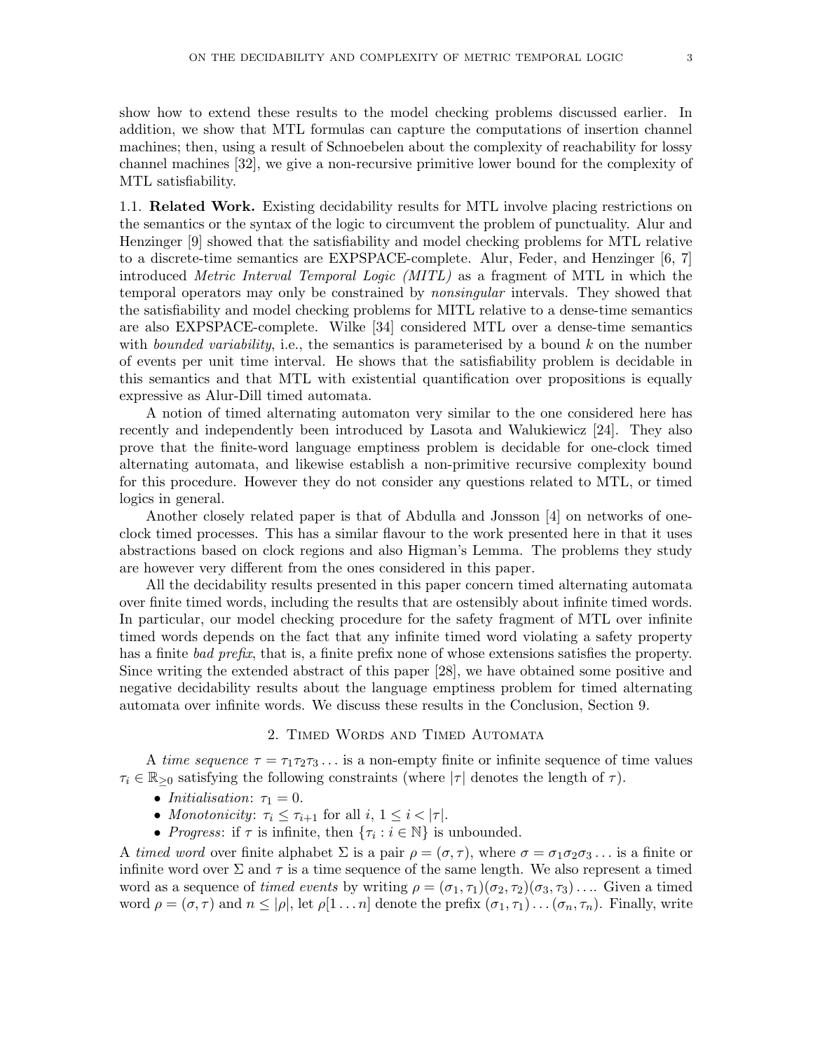show how to extend these results to the model checking problems discussed earlier. In addition, we show that MTL formulas can capture the computations of insertion channel machines; then, using a result of Schnoebelen about the complexity of reachability for lossy channel machines [32], we give a non-recursive primitive lower bound for the complexity of MTL satisfiability.

### 1.1. Related Work.

Existing decidability results for MTL involve placing restrictions on the semantics or the syntax of the logic to circumvent the problem of punctuality. Alur and Henzinger [9] showed that the satisfiability and model checking problems for MTL relative to a discrete-time semantics are EXPSPACE-complete. Alur, Feder, and Henzinger [6, 7] introduced *Metric Interval Temporal Logic (MITL)* as a fragment of MTL in which the temporal operators may only be constrained by *nonsingular* intervals. They showed that the satisfiability and model checking problems for MITL relative to a dense-time semantics are also EXPSPACE-complete. Wilke [34] considered MTL over a dense-time semantics with *bounded variability*, i.e., the semantics is parameterised by a bound $k$ on the number of events per unit time interval. He shows that the satisfiability problem is decidable in this semantics and that MTL with existential quantification over propositions is equally expressive as Alur-Dill timed automata.

A notion of timed alternating automaton very similar to the one considered here has recently and independently been introduced by Lasota and Walukiewicz [24]. They also prove that the finite-word language emptiness problem is decidable for one-clock timed alternating automata, and likewise establish a non-primitive recursive complexity bound for this procedure. However they do not consider any questions related to MTL, or timed logics in general.

Another closely related paper is that of Abdulla and Jonsson [4] on networks of one-clock timed processes. This has a similar flavour to the work presented here in that it uses abstractions based on clock regions and also Higman's Lemma. The problems they study are however very different from the ones considered in this paper.

All the decidability results presented in this paper concern timed alternating automata over finite timed words, including the results that are ostensibly about infinite timed words. In particular, our model checking procedure for the safety fragment of MTL over infinite timed words depends on the fact that any infinite timed word violating a safety property has a finite *bad prefix*, that is, a finite prefix none of whose extensions satisfies the property. Since writing the extended abstract of this paper [28], we have obtained some positive and negative decidability results about the language emptiness problem for timed alternating automata over infinite words. We discuss these results in the Conclusion, Section 9.

## 2. Timed Words and Timed Automata

A *time sequence* $\tau = \tau_1\tau_2\tau_3\ldots$ is a non-empty finite or infinite sequence of time values $\tau_i \in \mathbb{R}_{\geq 0}$ satisfying the following constraints (where $|\tau|$ denotes the length of $\tau$).

- *Initialisation*: $\tau_1 = 0$.
- *Monotonicity*: $\tau_i \leq \tau_{i+1}$ for all $i$, $1 \leq i < |\tau|$.
- *Progress*: if $\tau$ is infinite, then $\{\tau_i : i \in \mathbb{N}\}$ is unbounded.

A *timed word* over finite alphabet $\Sigma$ is a pair $\rho = (\sigma, \tau)$, where $\sigma = \sigma_1\sigma_2\sigma_3\ldots$ is a finite or infinite word over $\Sigma$ and $\tau$ is a time sequence of the same length. We also represent a timed word as a sequence of *timed events* by writing $\rho = (\sigma_1, \tau_1)(\sigma_2, \tau_2)(\sigma_3, \tau_3)\ldots$. Given a timed word $\rho = (\sigma, \tau)$ and $n \leq |\rho|$, let $\rho[1\ldots n]$ denote the prefix $(\sigma_1, \tau_1)\ldots(\sigma_n, \tau_n)$. Finally, write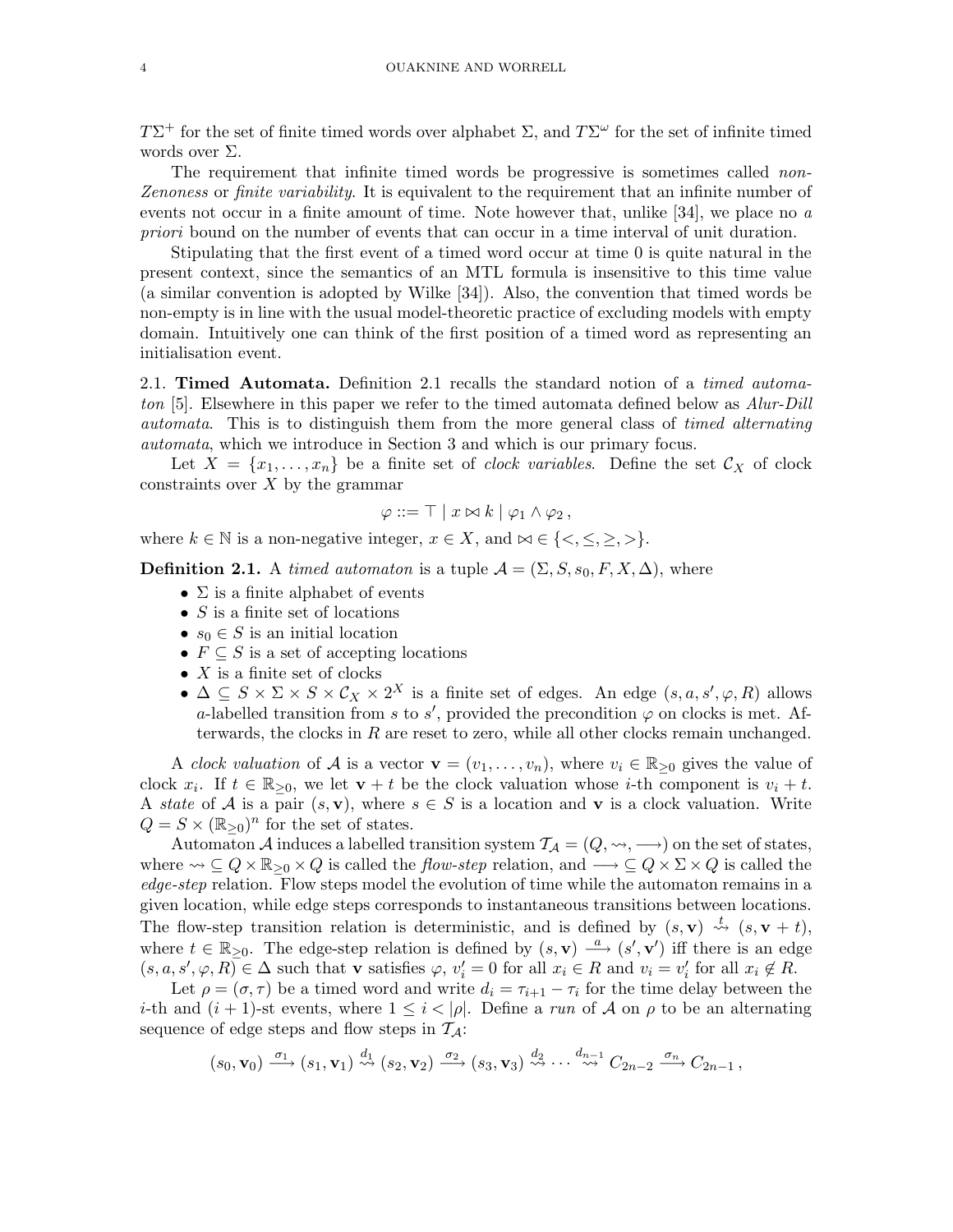$T\Sigma^+$ for the set of finite timed words over alphabet $\Sigma$, and $T\Sigma^\omega$ for the set of infinite timed words over $\Sigma$.

The requirement that infinite timed words be progressive is sometimes called *non-Zenoness* or *finite variability*. It is equivalent to the requirement that an infinite number of events not occur in a finite amount of time. Note however that, unlike [34], we place no *a priori* bound on the number of events that can occur in a time interval of unit duration.

Stipulating that the first event of a timed word occur at time 0 is quite natural in the present context, since the semantics of an MTL formula is insensitive to this time value (a similar convention is adopted by Wilke [34]). Also, the convention that timed words be non-empty is in line with the usual model-theoretic practice of excluding models with empty domain. Intuitively one can think of the first position of a timed word as representing an initialisation event.

## 2.1. Timed Automata.

Definition 2.1 recalls the standard notion of a *timed automaton* [5]. Elsewhere in this paper we refer to the timed automata defined below as *Alur-Dill automata*. This is to distinguish them from the more general class of *timed alternating automata*, which we introduce in Section 3 and which is our primary focus.

Let $X = \{x_1, \ldots, x_n\}$ be a finite set of *clock variables*. Define the set $\mathcal{C}_X$ of clock constraints over $X$ by the grammar

$$\varphi ::= \top \mid x \bowtie k \mid \varphi_1 \wedge \varphi_2 \,,$$

where $k \in \mathbb{N}$ is a non-negative integer, $x \in X$, and $\bowtie \in \{<, \leq, \geq, >\}$.

**Definition 2.1.** A *timed automaton* is a tuple $\mathcal{A} = (\Sigma, S, s_0, F, X, \Delta)$, where

- $\Sigma$ is a finite alphabet of events
- $S$ is a finite set of locations
- $s_0 \in S$ is an initial location
- $F \subseteq S$ is a set of accepting locations
- $X$ is a finite set of clocks
- $\Delta \subseteq S \times \Sigma \times S \times \mathcal{C}_X \times 2^X$ is a finite set of edges. An edge $(s, a, s', \varphi, R)$ allows $a$-labelled transition from $s$ to $s'$, provided the precondition $\varphi$ on clocks is met. Afterwards, the clocks in $R$ are reset to zero, while all other clocks remain unchanged.

A *clock valuation* of $\mathcal{A}$ is a vector $\mathbf{v} = (v_1, \ldots, v_n)$, where $v_i \in \mathbb{R}_{\geq 0}$ gives the value of clock $x_i$. If $t \in \mathbb{R}_{\geq 0}$, we let $\mathbf{v} + t$ be the clock valuation whose $i$-th component is $v_i + t$. A *state* of $\mathcal{A}$ is a pair $(s, \mathbf{v})$, where $s \in S$ is a location and $\mathbf{v}$ is a clock valuation. Write $Q = S \times (\mathbb{R}_{\geq 0})^n$ for the set of states.

Automaton $\mathcal{A}$ induces a labelled transition system $\mathcal{T}_\mathcal{A} = (Q, \rightsquigarrow, \longrightarrow)$ on the set of states, where $\rightsquigarrow \subseteq Q \times \mathbb{R}_{\geq 0} \times Q$ is called the *flow-step* relation, and $\longrightarrow \subseteq Q \times \Sigma \times Q$ is called the *edge-step* relation. Flow steps model the evolution of time while the automaton remains in a given location, while edge steps corresponds to instantaneous transitions between locations. The flow-step transition relation is deterministic, and is defined by $(s, \mathbf{v}) \overset{t}{\rightsquigarrow} (s, \mathbf{v} + t)$, where $t \in \mathbb{R}_{\geq 0}$. The edge-step relation is defined by $(s, \mathbf{v}) \overset{a}{\longrightarrow} (s', \mathbf{v}')$ iff there is an edge $(s, a, s', \varphi, R) \in \Delta$ such that $\mathbf{v}$ satisfies $\varphi$, $v'_i = 0$ for all $x_i \in R$ and $v_i = v'_i$ for all $x_i \notin R$.

Let $\rho = (\sigma, \tau)$ be a timed word and write $d_i = \tau_{i+1} - \tau_i$ for the time delay between the $i$-th and $(i+1)$-st events, where $1 \leq i < |\rho|$. Define a *run* of $\mathcal{A}$ on $\rho$ to be an alternating sequence of edge steps and flow steps in $\mathcal{T}_\mathcal{A}$:

$$(s_0, \mathbf{v}_0) \overset{\sigma_1}{\longrightarrow} (s_1, \mathbf{v}_1) \overset{d_1}{\rightsquigarrow} (s_2, \mathbf{v}_2) \overset{\sigma_2}{\longrightarrow} (s_3, \mathbf{v}_3) \overset{d_2}{\rightsquigarrow} \cdots \overset{d_{n-1}}{\rightsquigarrow} C_{2n-2} \overset{\sigma_n}{\longrightarrow} C_{2n-1} \,,$$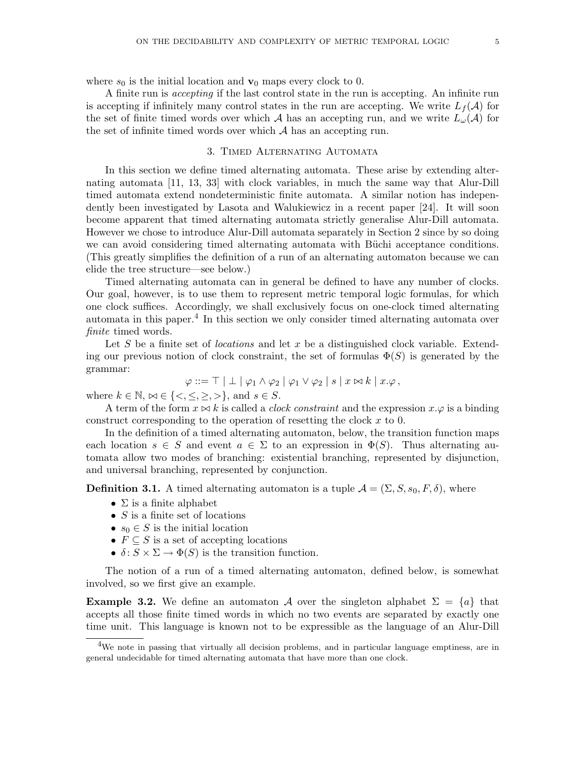where $s_0$ is the initial location and $\mathbf{v}_0$ maps every clock to 0.

A finite run is *accepting* if the last control state in the run is accepting. An infinite run is accepting if infinitely many control states in the run are accepting. We write $L_f(\mathcal{A})$ for the set of finite timed words over which $\mathcal{A}$ has an accepting run, and we write $L_\omega(\mathcal{A})$ for the set of infinite timed words over which $\mathcal{A}$ has an accepting run.

## 3. Timed Alternating Automata

In this section we define timed alternating automata. These arise by extending alternating automata [11, 13, 33] with clock variables, in much the same way that Alur-Dill timed automata extend nondeterministic finite automata. A similar notion has independently been investigated by Lasota and Walukiewicz in a recent paper [24]. It will soon become apparent that timed alternating automata strictly generalise Alur-Dill automata. However we chose to introduce Alur-Dill automata separately in Section 2 since by so doing we can avoid considering timed alternating automata with Büchi acceptance conditions. (This greatly simplifies the definition of a run of an alternating automaton because we can elide the tree structure—see below.)

Timed alternating automata can in general be defined to have any number of clocks. Our goal, however, is to use them to represent metric temporal logic formulas, for which one clock suffices. Accordingly, we shall exclusively focus on one-clock timed alternating automata in this paper.[4] In this section we only consider timed alternating automata over *finite* timed words.

Let $S$ be a finite set of *locations* and let $x$ be a distinguished clock variable. Extending our previous notion of clock constraint, the set of formulas $\Phi(S)$ is generated by the grammar:

$$\varphi ::= \top \mid \bot \mid \varphi_1 \wedge \varphi_2 \mid \varphi_1 \vee \varphi_2 \mid s \mid x \bowtie k \mid x.\varphi \,,$$

where $k \in \mathbb{N}$, $\bowtie \in \{<, \leq, \geq, >\}$, and $s \in S$.

A term of the form $x \bowtie k$ is called a *clock constraint* and the expression $x.\varphi$ is a binding construct corresponding to the operation of resetting the clock $x$ to 0.

In the definition of a timed alternating automaton, below, the transition function maps each location $s \in S$ and event $a \in \Sigma$ to an expression in $\Phi(S)$. Thus alternating automata allow two modes of branching: existential branching, represented by disjunction, and universal branching, represented by conjunction.

**Definition 3.1.** A timed alternating automaton is a tuple $\mathcal{A} = (\Sigma, S, s_0, F, \delta)$, where

- $\Sigma$ is a finite alphabet
- $S$ is a finite set of locations
- $s_0 \in S$ is the initial location
- $F \subseteq S$ is a set of accepting locations
- $\delta \colon S \times \Sigma \to \Phi(S)$ is the transition function.

The notion of a run of a timed alternating automaton, defined below, is somewhat involved, so we first give an example.

**Example 3.2.** We define an automaton $\mathcal{A}$ over the singleton alphabet $\Sigma = \{a\}$ that accepts all those finite timed words in which no two events are separated by exactly one time unit. This language is known not to be expressible as the language of an Alur-Dill

[4] We note in passing that virtually all decision problems, and in particular language emptiness, are in general undecidable for timed alternating automata that have more than one clock.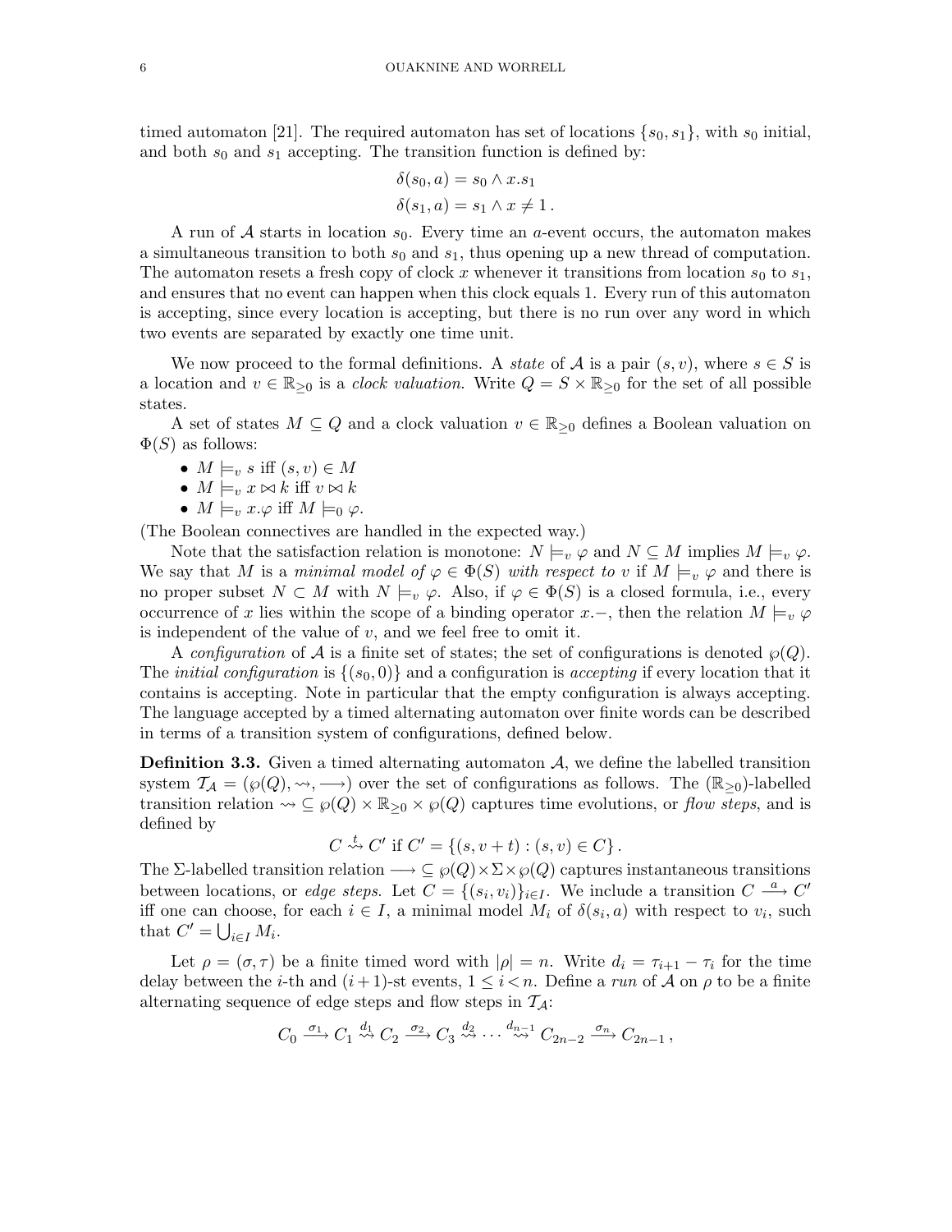timed automaton [21]. The required automaton has set of locations $\{s_0, s_1\}$, with $s_0$ initial, and both $s_0$ and $s_1$ accepting. The transition function is defined by:

$$\delta(s_0, a) = s_0 \wedge x.s_1$$
$$\delta(s_1, a) = s_1 \wedge x \neq 1 .$$

A run of $\mathcal{A}$ starts in location $s_0$. Every time an $a$-event occurs, the automaton makes a simultaneous transition to both $s_0$ and $s_1$, thus opening up a new thread of computation. The automaton resets a fresh copy of clock $x$ whenever it transitions from location $s_0$ to $s_1$, and ensures that no event can happen when this clock equals 1. Every run of this automaton is accepting, since every location is accepting, but there is no run over any word in which two events are separated by exactly one time unit.

We now proceed to the formal definitions. A *state* of $\mathcal{A}$ is a pair $(s, v)$, where $s \in S$ is a location and $v \in \mathbb{R}_{\geq 0}$ is a *clock valuation*. Write $Q = S \times \mathbb{R}_{\geq 0}$ for the set of all possible states.

A set of states $M \subseteq Q$ and a clock valuation $v \in \mathbb{R}_{\geq 0}$ defines a Boolean valuation on $\Phi(S)$ as follows:

- $M \models_v s$ iff $(s, v) \in M$
- $M \models_v x \bowtie k$ iff $v \bowtie k$
- $M \models_v x.\varphi$ iff $M \models_0 \varphi$.

(The Boolean connectives are handled in the expected way.)

Note that the satisfaction relation is monotone: $N \models_v \varphi$ and $N \subseteq M$ implies $M \models_v \varphi$. We say that $M$ is a *minimal model of* $\varphi \in \Phi(S)$ *with respect to* $v$ if $M \models_v \varphi$ and there is no proper subset $N \subset M$ with $N \models_v \varphi$. Also, if $\varphi \in \Phi(S)$ is a closed formula, i.e., every occurrence of $x$ lies within the scope of a binding operator $x.-$, then the relation $M \models_v \varphi$ is independent of the value of $v$, and we feel free to omit it.

A *configuration* of $\mathcal{A}$ is a finite set of states; the set of configurations is denoted $\wp(Q)$. The *initial configuration* is $\{(s_0, 0)\}$ and a configuration is *accepting* if every location that it contains is accepting. Note in particular that the empty configuration is always accepting. The language accepted by a timed alternating automaton over finite words can be described in terms of a transition system of configurations, defined below.

**Definition 3.3.** Given a timed alternating automaton $\mathcal{A}$, we define the labelled transition system $\mathcal{T}_{\mathcal{A}} = (\wp(Q), \rightsquigarrow, \longrightarrow)$ over the set of configurations as follows. The $(\mathbb{R}_{\geq 0})$-labelled transition relation $\rightsquigarrow \subseteq \wp(Q) \times \mathbb{R}_{\geq 0} \times \wp(Q)$ captures time evolutions, or *flow steps*, and is defined by

$$C \overset{t}{\rightsquigarrow} C' \text{ if } C' = \{(s, v + t) : (s, v) \in C\} .$$

The $\Sigma$-labelled transition relation $\longrightarrow \subseteq \wp(Q) \times \Sigma \times \wp(Q)$ captures instantaneous transitions between locations, or *edge steps*. Let $C = \{(s_i, v_i)\}_{i \in I}$. We include a transition $C \xrightarrow{a} C'$ iff one can choose, for each $i \in I$, a minimal model $M_i$ of $\delta(s_i, a)$ with respect to $v_i$, such that $C' = \bigcup_{i \in I} M_i$.

Let $\rho = (\sigma, \tau)$ be a finite timed word with $|\rho| = n$. Write $d_i = \tau_{i+1} - \tau_i$ for the time delay between the $i$-th and $(i+1)$-st events, $1 \leq i < n$. Define a *run* of $\mathcal{A}$ on $\rho$ to be a finite alternating sequence of edge steps and flow steps in $\mathcal{T}_{\mathcal{A}}$:

$$C_0 \xrightarrow{\sigma_1} C_1 \overset{d_1}{\rightsquigarrow} C_2 \xrightarrow{\sigma_2} C_3 \overset{d_2}{\rightsquigarrow} \cdots \overset{d_{n-1}}{\rightsquigarrow} C_{2n-2} \xrightarrow{\sigma_n} C_{2n-1} ,$$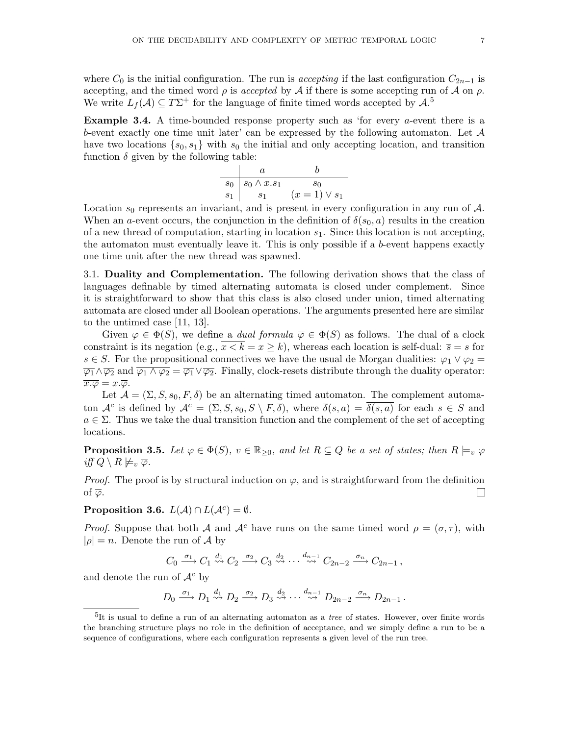where $C_0$ is the initial configuration. The run is *accepting* if the last configuration $C_{2n-1}$ is accepting, and the timed word $\rho$ is *accepted* by $\mathcal{A}$ if there is some accepting run of $\mathcal{A}$ on $\rho$. We write $L_f(\mathcal{A}) \subseteq T\Sigma^+$ for the language of finite timed words accepted by $\mathcal{A}$.[5]

**Example 3.4.** A time-bounded response property such as 'for every $a$-event there is a $b$-event exactly one time unit later' can be expressed by the following automaton. Let $\mathcal{A}$ have two locations $\{s_0, s_1\}$ with $s_0$ the initial and only accepting location, and transition function $\delta$ given by the following table:

| | $a$ | $b$ |
|---|---|---|
| $s_0$ | $s_0 \wedge x.s_1$ | $s_0$ |
| $s_1$ | $s_1$ | $(x = 1) \vee s_1$ |

Location $s_0$ represents an invariant, and is present in every configuration in any run of $\mathcal{A}$. When an $a$-event occurs, the conjunction in the definition of $\delta(s_0, a)$ results in the creation of a new thread of computation, starting in location $s_1$. Since this location is not accepting, the automaton must eventually leave it. This is only possible if a $b$-event happens exactly one time unit after the new thread was spawned.

3.1. **Duality and Complementation.** The following derivation shows that the class of languages definable by timed alternating automata is closed under complement. Since it is straightforward to show that this class is also closed under union, timed alternating automata are closed under all Boolean operations. The arguments presented here are similar to the untimed case [11, 13].

Given $\varphi \in \Phi(S)$, we define a *dual formula* $\overline{\varphi} \in \Phi(S)$ as follows. The dual of a clock constraint is its negation (e.g., $\overline{x < k} = x \geq k$), whereas each location is self-dual: $\overline{s} = s$ for $s \in S$. For the propositional connectives we have the usual de Morgan dualities: $\overline{\varphi_1 \vee \varphi_2} = \overline{\varphi_1} \wedge \overline{\varphi_2}$ and $\overline{\varphi_1 \wedge \varphi_2} = \overline{\varphi_1} \vee \overline{\varphi_2}$. Finally, clock-resets distribute through the duality operator: $\overline{x.\varphi} = x.\overline{\varphi}$.

Let $\mathcal{A} = (\Sigma, S, s_0, F, \delta)$ be an alternating timed automaton. The complement automaton $\mathcal{A}^c$ is defined by $\mathcal{A}^c = (\Sigma, S, s_0, S \setminus F, \overline{\delta})$, where $\overline{\delta}(s, a) = \overline{\delta(s, a)}$ for each $s \in S$ and $a \in \Sigma$. Thus we take the dual transition function and the complement of the set of accepting locations.

**Proposition 3.5.** *Let $\varphi \in \Phi(S)$, $v \in \mathbb{R}_{\geq 0}$, and let $R \subseteq Q$ be a set of states; then $R \models_v \varphi$ iff $Q \setminus R \not\models_v \overline{\varphi}$.*

*Proof.* The proof is by structural induction on $\varphi$, and is straightforward from the definition of $\overline{\varphi}$. □

**Proposition 3.6.** *$L(\mathcal{A}) \cap L(\mathcal{A}^c) = \emptyset$.*

*Proof.* Suppose that both $\mathcal{A}$ and $\mathcal{A}^c$ have runs on the same timed word $\rho = (\sigma, \tau)$, with $|\rho| = n$. Denote the run of $\mathcal{A}$ by

$$C_0 \xrightarrow{\sigma_1} C_1 \overset{d_1}{\rightsquigarrow} C_2 \xrightarrow{\sigma_2} C_3 \overset{d_2}{\rightsquigarrow} \cdots \overset{d_{n-1}}{\rightsquigarrow} C_{2n-2} \xrightarrow{\sigma_n} C_{2n-1}\,,$$

and denote the run of $\mathcal{A}^c$ by

$$D_0 \xrightarrow{\sigma_1} D_1 \overset{d_1}{\rightsquigarrow} D_2 \xrightarrow{\sigma_2} D_3 \overset{d_2}{\rightsquigarrow} \cdots \overset{d_{n-1}}{\rightsquigarrow} D_{2n-2} \xrightarrow{\sigma_n} D_{2n-1}\,.$$

[5]It is usual to define a run of an alternating automaton as a *tree* of states. However, over finite words the branching structure plays no role in the definition of acceptance, and we simply define a run to be a sequence of configurations, where each configuration represents a given level of the run tree.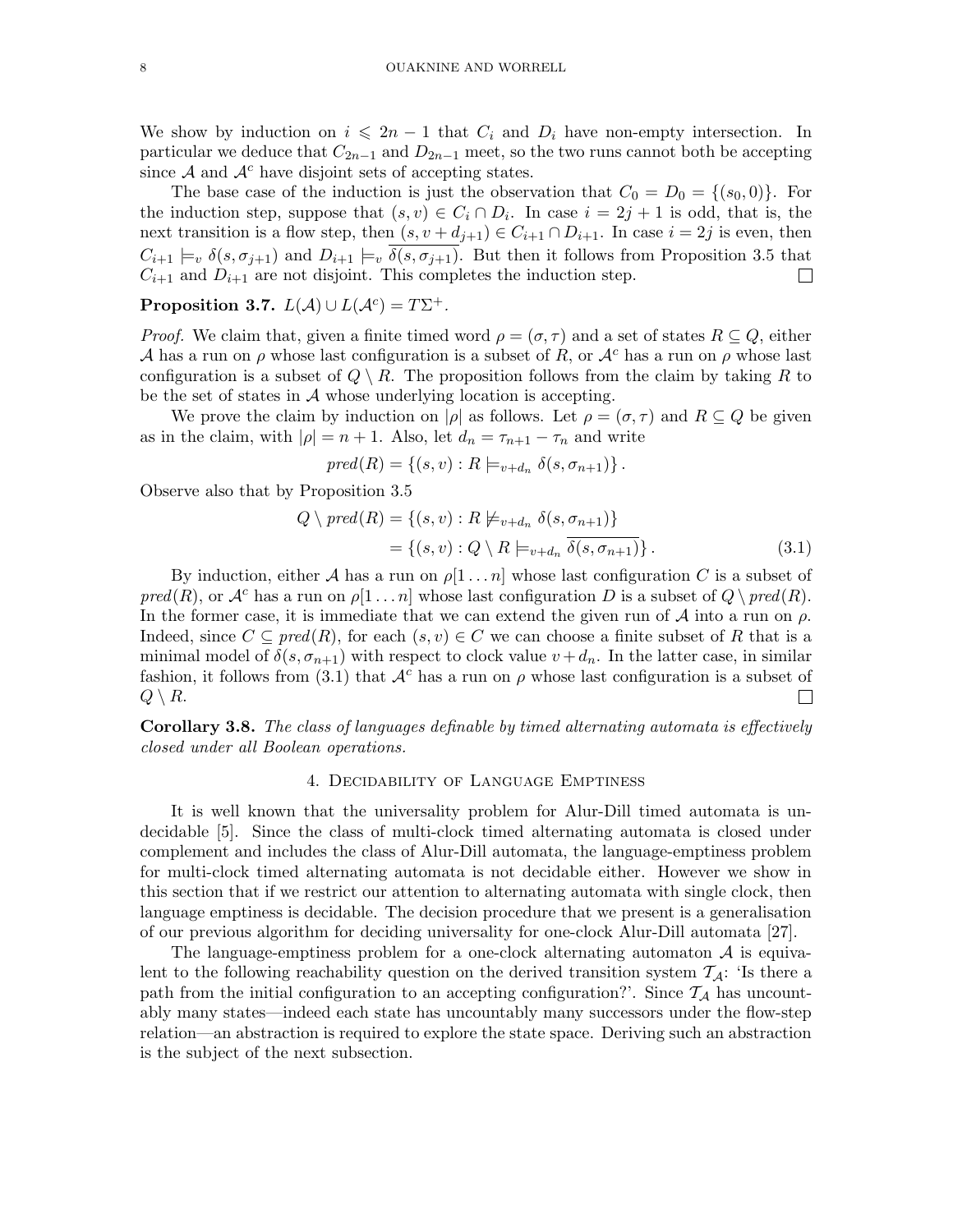We show by induction on $i \leqslant 2n-1$ that $C_i$ and $D_i$ have non-empty intersection. In particular we deduce that $C_{2n-1}$ and $D_{2n-1}$ meet, so the two runs cannot both be accepting since $\mathcal{A}$ and $\mathcal{A}^c$ have disjoint sets of accepting states.

The base case of the induction is just the observation that $C_0 = D_0 = \{(s_0, 0)\}$. For the induction step, suppose that $(s, v) \in C_i \cap D_i$. In case $i = 2j+1$ is odd, that is, the next transition is a flow step, then $(s, v + d_{j+1}) \in C_{i+1} \cap D_{i+1}$. In case $i = 2j$ is even, then $C_{i+1} \models_v \delta(s, \sigma_{j+1})$ and $D_{i+1} \models_v \overline{\delta(s, \sigma_{j+1})}$. But then it follows from Proposition 3.5 that $C_{i+1}$ and $D_{i+1}$ are not disjoint. This completes the induction step. $\square$

**Proposition 3.7.** $L(\mathcal{A}) \cup L(\mathcal{A}^c) = T\Sigma^+$.

*Proof.* We claim that, given a finite timed word $\rho = (\sigma, \tau)$ and a set of states $R \subseteq Q$, either $\mathcal{A}$ has a run on $\rho$ whose last configuration is a subset of $R$, or $\mathcal{A}^c$ has a run on $\rho$ whose last configuration is a subset of $Q \setminus R$. The proposition follows from the claim by taking $R$ to be the set of states in $\mathcal{A}$ whose underlying location is accepting.

We prove the claim by induction on $|\rho|$ as follows. Let $\rho = (\sigma, \tau)$ and $R \subseteq Q$ be given as in the claim, with $|\rho| = n+1$. Also, let $d_n = \tau_{n+1} - \tau_n$ and write

$$pred(R) = \{(s, v) : R \models_{v+d_n} \delta(s, \sigma_{n+1})\}.$$

Observe also that by Proposition 3.5

$$\begin{aligned} Q \setminus pred(R) &= \{(s, v) : R \not\models_{v+d_n} \delta(s, \sigma_{n+1})\} \\ &= \{(s, v) : Q \setminus R \models_{v+d_n} \overline{\delta(s, \sigma_{n+1})}\}. \end{aligned} \tag{3.1}$$

By induction, either $\mathcal{A}$ has a run on $\rho[1 \dots n]$ whose last configuration $C$ is a subset of $pred(R)$, or $\mathcal{A}^c$ has a run on $\rho[1 \dots n]$ whose last configuration $D$ is a subset of $Q \setminus pred(R)$. In the former case, it is immediate that we can extend the given run of $\mathcal{A}$ into a run on $\rho$. Indeed, since $C \subseteq pred(R)$, for each $(s, v) \in C$ we can choose a finite subset of $R$ that is a minimal model of $\delta(s, \sigma_{n+1})$ with respect to clock value $v + d_n$. In the latter case, in similar fashion, it follows from (3.1) that $\mathcal{A}^c$ has a run on $\rho$ whose last configuration is a subset of $Q \setminus R$. $\square$

**Corollary 3.8.** *The class of languages definable by timed alternating automata is effectively closed under all Boolean operations.*

## 4. Decidability of Language Emptiness

It is well known that the universality problem for Alur-Dill timed automata is undecidable [5]. Since the class of multi-clock timed alternating automata is closed under complement and includes the class of Alur-Dill automata, the language-emptiness problem for multi-clock timed alternating automata is not decidable either. However we show in this section that if we restrict our attention to alternating automata with single clock, then language emptiness is decidable. The decision procedure that we present is a generalisation of our previous algorithm for deciding universality for one-clock Alur-Dill automata [27].

The language-emptiness problem for a one-clock alternating automaton $\mathcal{A}$ is equivalent to the following reachability question on the derived transition system $\mathcal{T}_{\mathcal{A}}$: 'Is there a path from the initial configuration to an accepting configuration?'. Since $\mathcal{T}_{\mathcal{A}}$ has uncountably many states—indeed each state has uncountably many successors under the flow-step relation—an abstraction is required to explore the state space. Deriving such an abstraction is the subject of the next subsection.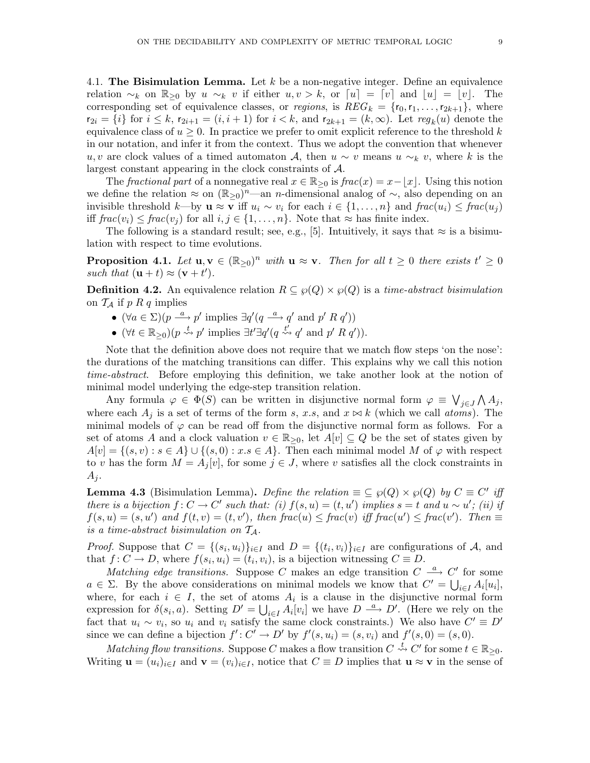### 4.1. **The Bisimulation Lemma.**

Let $k$ be a non-negative integer. Define an equivalence relation $\sim_k$ on $\mathbb{R}_{\geq 0}$ by $u \sim_k v$ if either $u, v > k$, or $\lceil u \rceil = \lceil v \rceil$ and $\lfloor u \rfloor = \lfloor v \rfloor$. The corresponding set of equivalence classes, or *regions*, is $REG_k = \{\mathsf{r}_0, \mathsf{r}_1, \ldots, \mathsf{r}_{2k+1}\}$, where $\mathsf{r}_{2i} = \{i\}$ for $i \leq k$, $\mathsf{r}_{2i+1} = (i, i+1)$ for $i < k$, and $\mathsf{r}_{2k+1} = (k, \infty)$. Let $reg_k(u)$ denote the equivalence class of $u \geq 0$. In practice we prefer to omit explicit reference to the threshold $k$ in our notation, and infer it from the context. Thus we adopt the convention that whenever $u, v$ are clock values of a timed automaton $\mathcal{A}$, then $u \sim v$ means $u \sim_k v$, where $k$ is the largest constant appearing in the clock constraints of $\mathcal{A}$.

The *fractional part* of a nonnegative real $x \in \mathbb{R}_{\geq 0}$ is $frac(x) = x - \lfloor x \rfloor$. Using this notion we define the relation $\approx$ on $(\mathbb{R}_{\geq 0})^n$—an $n$-dimensional analog of $\sim$, also depending on an invisible threshold $k$—by $\mathbf{u} \approx \mathbf{v}$ iff $u_i \sim v_i$ for each $i \in \{1, \ldots, n\}$ and $frac(u_i) \leq frac(u_j)$ iff $frac(v_i) \leq frac(v_j)$ for all $i, j \in \{1, \ldots, n\}$. Note that $\approx$ has finite index.

The following is a standard result; see, e.g., [5]. Intuitively, it says that $\approx$ is a bisimulation with respect to time evolutions.

**Proposition 4.1.** *Let $\mathbf{u}, \mathbf{v} \in (\mathbb{R}_{\geq 0})^n$ with $\mathbf{u} \approx \mathbf{v}$. Then for all $t \geq 0$ there exists $t' \geq 0$ such that $(\mathbf{u} + t) \approx (\mathbf{v} + t')$.*

**Definition 4.2.** An equivalence relation $R \subseteq \wp(Q) \times \wp(Q)$ is a *time-abstract bisimulation* on $\mathcal{T}_\mathcal{A}$ if $p \; R \; q$ implies

- $(\forall a \in \Sigma)(p \xrightarrow{a} p'$ implies $\exists q'(q \xrightarrow{a} q'$ and $p' \; R \; q'))$
- $(\forall t \in \mathbb{R}_{\geq 0})(p \overset{t}{\rightsquigarrow} p'$ implies $\exists t' \exists q'(q \overset{t'}{\rightsquigarrow} q'$ and $p' \; R \; q'))$.

Note that the definition above does not require that we match flow steps 'on the nose': the durations of the matching transitions can differ. This explains why we call this notion *time-abstract*. Before employing this definition, we take another look at the notion of minimal model underlying the edge-step transition relation.

Any formula $\varphi \in \Phi(S)$ can be written in disjunctive normal form $\varphi \equiv \bigvee_{j \in J} \bigwedge A_j$, where each $A_j$ is a set of terms of the form $s$, $x.s$, and $x \bowtie k$ (which we call *atoms*). The minimal models of $\varphi$ can be read off from the disjunctive normal form as follows. For a set of atoms $A$ and a clock valuation $v \in \mathbb{R}_{\geq 0}$, let $A[v] \subseteq Q$ be the set of states given by $A[v] = \{(s, v) : s \in A\} \cup \{(s, 0) : x.s \in A\}$. Then each minimal model $M$ of $\varphi$ with respect to $v$ has the form $M = A_j[v]$, for some $j \in J$, where $v$ satisfies all the clock constraints in $A_j$.

**Lemma 4.3** (Bisimulation Lemma). *Define the relation $\equiv \subseteq \wp(Q) \times \wp(Q)$ by $C \equiv C'$ iff there is a bijection $f \colon C \to C'$ such that: (i) $f(s, u) = (t, u')$ implies $s = t$ and $u \sim u'$; (ii) if $f(s, u) = (s, u')$ and $f(t, v) = (t, v')$, then $frac(u) \leq frac(v)$ iff $frac(u') \leq frac(v')$. Then $\equiv$ is a time-abstract bisimulation on $\mathcal{T}_\mathcal{A}$.*

*Proof.* Suppose that $C = \{(s_i, u_i)\}_{i \in I}$ and $D = \{(t_i, v_i)\}_{i \in I}$ are configurations of $\mathcal{A}$, and that $f \colon C \to D$, where $f(s_i, u_i) = (t_i, v_i)$, is a bijection witnessing $C \equiv D$.

*Matching edge transitions.* Suppose $C$ makes an edge transition $C \xrightarrow{a} C'$ for some $a \in \Sigma$. By the above considerations on minimal models we know that $C' = \bigcup_{i \in I} A_i[u_i]$, where, for each $i \in I$, the set of atoms $A_i$ is a clause in the disjunctive normal form expression for $\delta(s_i, a)$. Setting $D' = \bigcup_{i \in I} A_i[v_i]$ we have $D \xrightarrow{a} D'$. (Here we rely on the fact that $u_i \sim v_i$, so $u_i$ and $v_i$ satisfy the same clock constraints.) We also have $C' \equiv D'$ since we can define a bijection $f' \colon C' \to D'$ by $f'(s, u_i) = (s, v_i)$ and $f'(s, 0) = (s, 0)$.

*Matching flow transitions.* Suppose $C$ makes a flow transition $C \overset{t}{\rightsquigarrow} C'$ for some $t \in \mathbb{R}_{\geq 0}$. Writing $\mathbf{u} = (u_i)_{i \in I}$ and $\mathbf{v} = (v_i)_{i \in I}$, notice that $C \equiv D$ implies that $\mathbf{u} \approx \mathbf{v}$ in the sense of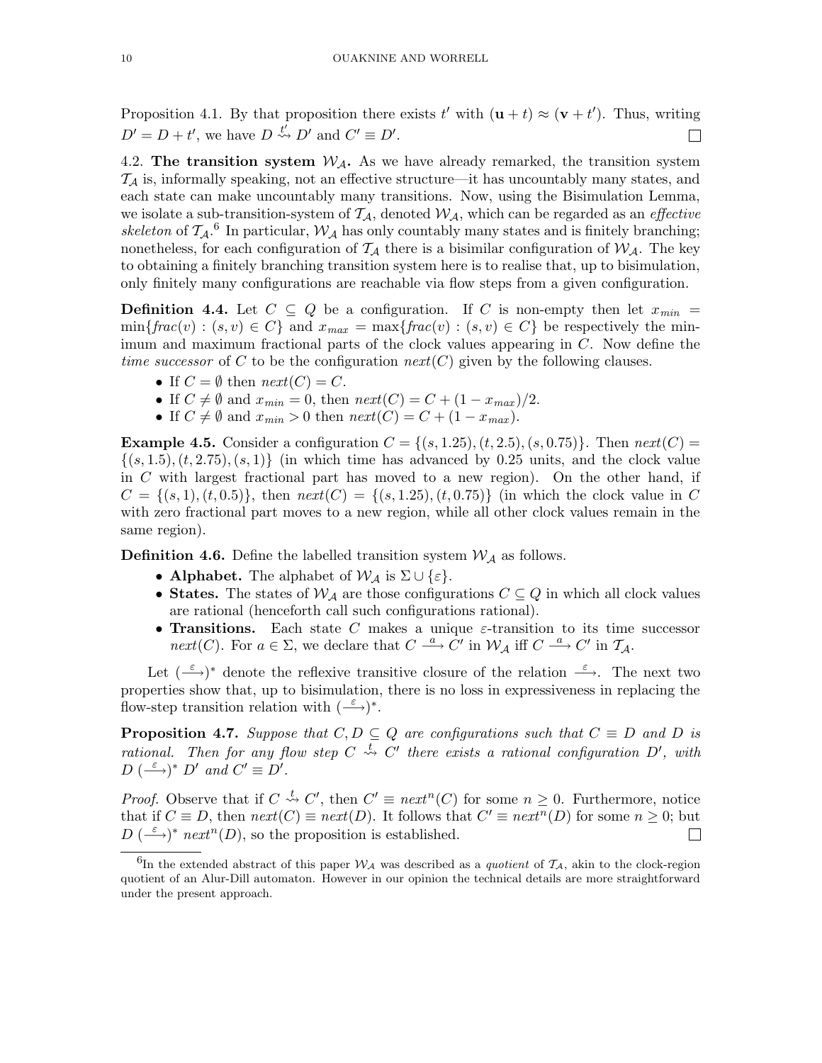Proposition 4.1. By that proposition there exists $t'$ with $(\mathbf{u} + t) \approx (\mathbf{v} + t')$. Thus, writing $D' = D + t'$, we have $D \overset{t'}{\rightsquigarrow} D'$ and $C' \equiv D'$. □

4.2. **The transition system $\mathcal{W}_\mathcal{A}$.** As we have already remarked, the transition system $\mathcal{T}_\mathcal{A}$ is, informally speaking, not an effective structure—it has uncountably many states, and each state can make uncountably many transitions. Now, using the Bisimulation Lemma, we isolate a sub-transition-system of $\mathcal{T}_\mathcal{A}$, denoted $\mathcal{W}_\mathcal{A}$, which can be regarded as an *effective skeleton* of $\mathcal{T}_\mathcal{A}$.[6] In particular, $\mathcal{W}_\mathcal{A}$ has only countably many states and is finitely branching; nonetheless, for each configuration of $\mathcal{T}_\mathcal{A}$ there is a bisimilar configuration of $\mathcal{W}_\mathcal{A}$. The key to obtaining a finitely branching transition system here is to realise that, up to bisimulation, only finitely many configurations are reachable via flow steps from a given configuration.

**Definition 4.4.** Let $C \subseteq Q$ be a configuration. If $C$ is non-empty then let $x_{min} = \min\{\mathit{frac}(v) : (s, v) \in C\}$ and $x_{max} = \max\{\mathit{frac}(v) : (s, v) \in C\}$ be respectively the minimum and maximum fractional parts of the clock values appearing in $C$. Now define the *time successor* of $C$ to be the configuration $\mathit{next}(C)$ given by the following clauses.

- If $C = \emptyset$ then $\mathit{next}(C) = C$.
- If $C \neq \emptyset$ and $x_{min} = 0$, then $\mathit{next}(C) = C + (1 - x_{max})/2$.
- If $C \neq \emptyset$ and $x_{min} > 0$ then $\mathit{next}(C) = C + (1 - x_{max})$.

**Example 4.5.** Consider a configuration $C = \{(s, 1.25), (t, 2.5), (s, 0.75)\}$. Then $\mathit{next}(C) = \{(s, 1.5), (t, 2.75), (s, 1)\}$ (in which time has advanced by 0.25 units, and the clock value in $C$ with largest fractional part has moved to a new region). On the other hand, if $C = \{(s, 1), (t, 0.5)\}$, then $\mathit{next}(C) = \{(s, 1.25), (t, 0.75)\}$ (in which the clock value in $C$ with zero fractional part moves to a new region, while all other clock values remain in the same region).

**Definition 4.6.** Define the labelled transition system $\mathcal{W}_\mathcal{A}$ as follows.

- **Alphabet.** The alphabet of $\mathcal{W}_\mathcal{A}$ is $\Sigma \cup \{\varepsilon\}$.
- **States.** The states of $\mathcal{W}_\mathcal{A}$ are those configurations $C \subseteq Q$ in which all clock values are rational (henceforth call such configurations rational).
- **Transitions.** Each state $C$ makes a unique $\varepsilon$-transition to its time successor $\mathit{next}(C)$. For $a \in \Sigma$, we declare that $C \xrightarrow{a} C'$ in $\mathcal{W}_\mathcal{A}$ iff $C \xrightarrow{a} C'$ in $\mathcal{T}_\mathcal{A}$.

Let $(\xrightarrow{\varepsilon})^*$ denote the reflexive transitive closure of the relation $\xrightarrow{\varepsilon}$. The next two properties show that, up to bisimulation, there is no loss in expressiveness in replacing the flow-step transition relation with $(\xrightarrow{\varepsilon})^*$.

**Proposition 4.7.** *Suppose that $C, D \subseteq Q$ are configurations such that $C \equiv D$ and $D$ is rational. Then for any flow step $C \overset{t}{\rightsquigarrow} C'$ there exists a rational configuration $D'$, with $D \ (\xrightarrow{\varepsilon})^* \ D'$ and $C' \equiv D'$.*

*Proof.* Observe that if $C \overset{t}{\rightsquigarrow} C'$, then $C' \equiv \mathit{next}^n(C)$ for some $n \geq 0$. Furthermore, notice that if $C \equiv D$, then $\mathit{next}(C) \equiv \mathit{next}(D)$. It follows that $C' \equiv \mathit{next}^n(D)$ for some $n \geq 0$; but $D \ (\xrightarrow{\varepsilon})^* \ \mathit{next}^n(D)$, so the proposition is established. □

[6] In the extended abstract of this paper $\mathcal{W}_\mathcal{A}$ was described as a *quotient* of $\mathcal{T}_\mathcal{A}$, akin to the clock-region quotient of an Alur-Dill automaton. However in our opinion the technical details are more straightforward under the present approach.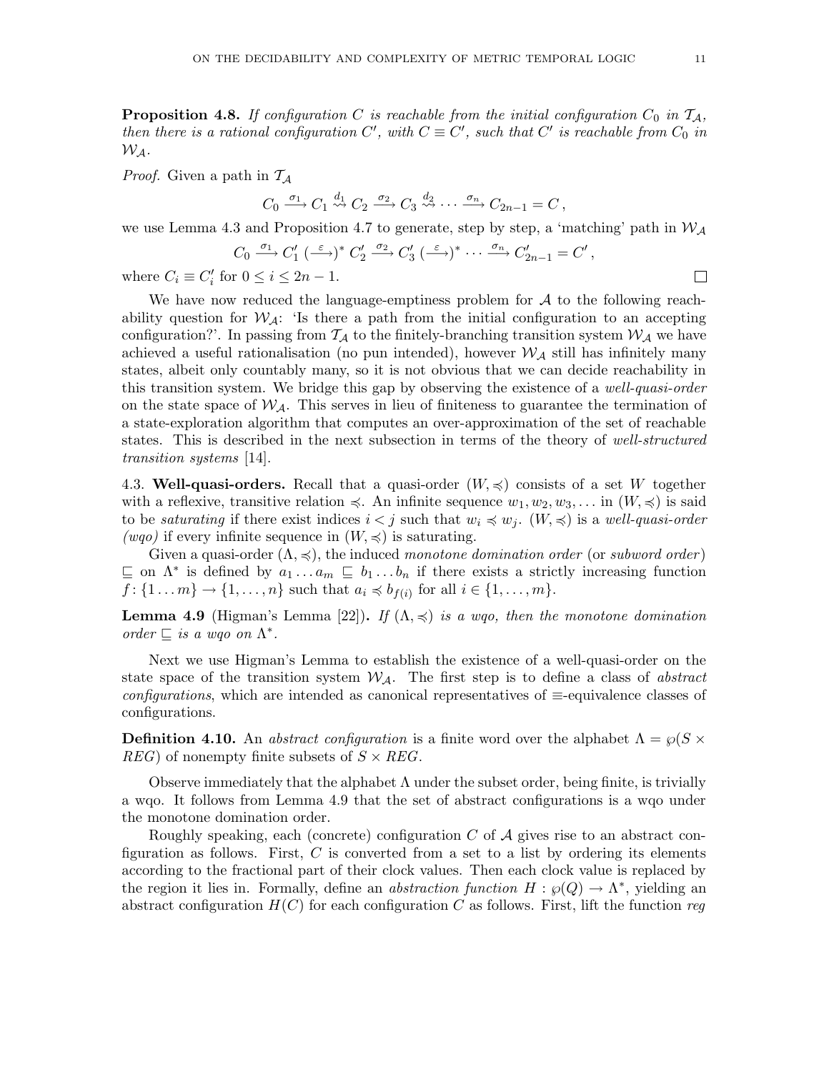**Proposition 4.8.** *If configuration $C$ is reachable from the initial configuration $C_0$ in $\mathcal{T}_\mathcal{A}$, then there is a rational configuration $C'$, with $C \equiv C'$, such that $C'$ is reachable from $C_0$ in $\mathcal{W}_\mathcal{A}$.*

*Proof.* Given a path in $\mathcal{T}_\mathcal{A}$

$$C_0 \xrightarrow{\sigma_1} C_1 \overset{d_1}{\rightsquigarrow} C_2 \xrightarrow{\sigma_2} C_3 \overset{d_2}{\rightsquigarrow} \cdots \xrightarrow{\sigma_n} C_{2n-1} = C\,,$$

we use Lemma 4.3 and Proposition 4.7 to generate, step by step, a 'matching' path in $\mathcal{W}_\mathcal{A}$

$$C_0 \xrightarrow{\sigma_1} C'_1 \,(\xrightarrow{\varepsilon})^*\, C'_2 \xrightarrow{\sigma_2} C'_3 \,(\xrightarrow{\varepsilon})^* \cdots \xrightarrow{\sigma_n} C'_{2n-1} = C'\,,$$

where $C_i \equiv C'_i$ for $0 \leq i \leq 2n-1$. □

We have now reduced the language-emptiness problem for $\mathcal{A}$ to the following reachability question for $\mathcal{W}_\mathcal{A}$: 'Is there a path from the initial configuration to an accepting configuration?'. In passing from $\mathcal{T}_\mathcal{A}$ to the finitely-branching transition system $\mathcal{W}_\mathcal{A}$ we have achieved a useful rationalisation (no pun intended), however $\mathcal{W}_\mathcal{A}$ still has infinitely many states, albeit only countably many, so it is not obvious that we can decide reachability in this transition system. We bridge this gap by observing the existence of a *well-quasi-order* on the state space of $\mathcal{W}_\mathcal{A}$. This serves in lieu of finiteness to guarantee the termination of a state-exploration algorithm that computes an over-approximation of the set of reachable states. This is described in the next subsection in terms of the theory of *well-structured transition systems* [14].

## 4.3. Well-quasi-orders.

Recall that a quasi-order $(W, \preccurlyeq)$ consists of a set $W$ together with a reflexive, transitive relation $\preccurlyeq$. An infinite sequence $w_1, w_2, w_3, \ldots$ in $(W, \preccurlyeq)$ is said to be *saturating* if there exist indices $i < j$ such that $w_i \preccurlyeq w_j$. $(W, \preccurlyeq)$ is a *well-quasi-order (wqo)* if every infinite sequence in $(W, \preccurlyeq)$ is saturating.

Given a quasi-order $(\Lambda, \preccurlyeq)$, the induced *monotone domination order* (or *subword order*) $\sqsubseteq$ on $\Lambda^*$ is defined by $a_1 \ldots a_m \sqsubseteq b_1 \ldots b_n$ if there exists a strictly increasing function $f\colon \{1 \ldots m\} \to \{1, \ldots, n\}$ such that $a_i \preccurlyeq b_{f(i)}$ for all $i \in \{1, \ldots, m\}$.

**Lemma 4.9** (Higman's Lemma [22])**.** *If $(\Lambda, \preccurlyeq)$ is a wqo, then the monotone domination order $\sqsubseteq$ is a wqo on $\Lambda^*$.*

Next we use Higman's Lemma to establish the existence of a well-quasi-order on the state space of the transition system $\mathcal{W}_\mathcal{A}$. The first step is to define a class of *abstract configurations*, which are intended as canonical representatives of $\equiv$-equivalence classes of configurations.

**Definition 4.10.** An *abstract configuration* is a finite word over the alphabet $\Lambda = \wp(S \times REG)$ of nonempty finite subsets of $S \times REG$.

Observe immediately that the alphabet $\Lambda$ under the subset order, being finite, is trivially a wqo. It follows from Lemma 4.9 that the set of abstract configurations is a wqo under the monotone domination order.

Roughly speaking, each (concrete) configuration $C$ of $\mathcal{A}$ gives rise to an abstract configuration as follows. First, $C$ is converted from a set to a list by ordering its elements according to the fractional part of their clock values. Then each clock value is replaced by the region it lies in. Formally, define an *abstraction function* $H : \wp(Q) \to \Lambda^*$, yielding an abstract configuration $H(C)$ for each configuration $C$ as follows. First, lift the function *reg*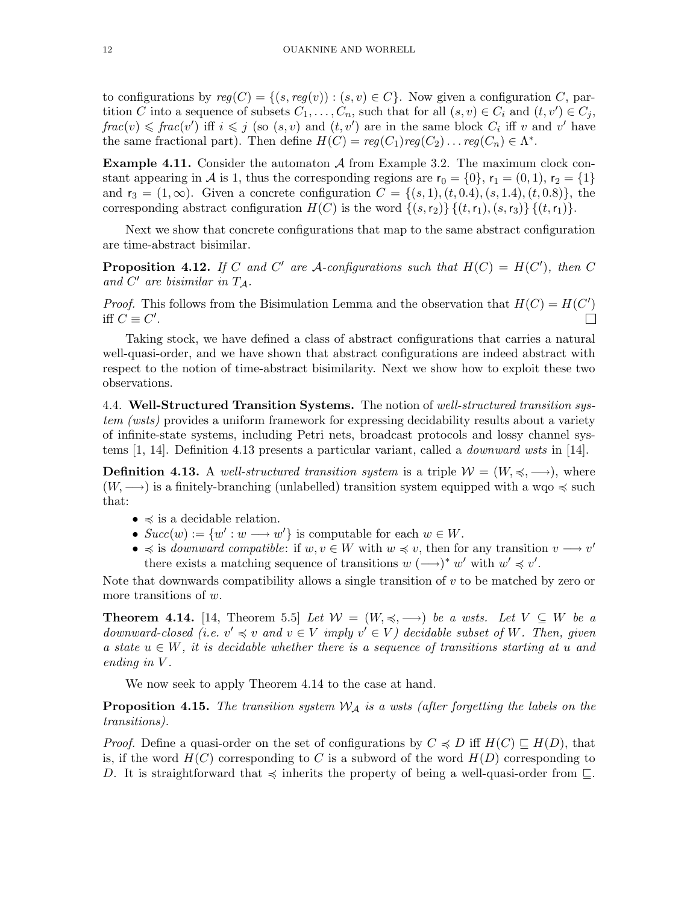to configurations by $reg(C) = \{(s, reg(v)) : (s, v) \in C\}$. Now given a configuration $C$, partition $C$ into a sequence of subsets $C_1, \ldots, C_n$, such that for all $(s, v) \in C_i$ and $(t, v') \in C_j$, $frac(v) \leqslant frac(v')$ iff $i \leqslant j$ (so $(s, v)$ and $(t, v')$ are in the same block $C_i$ iff $v$ and $v'$ have the same fractional part). Then define $H(C) = reg(C_1)reg(C_2)\ldots reg(C_n) \in \Lambda^*$.

**Example 4.11.** Consider the automaton $\mathcal{A}$ from Example 3.2. The maximum clock constant appearing in $\mathcal{A}$ is 1, thus the corresponding regions are $\mathsf{r}_0 = \{0\}$, $\mathsf{r}_1 = (0, 1)$, $\mathsf{r}_2 = \{1\}$ and $\mathsf{r}_3 = (1, \infty)$. Given a concrete configuration $C = \{(s, 1), (t, 0.4), (s, 1.4), (t, 0.8)\}$, the corresponding abstract configuration $H(C)$ is the word $\{(s, \mathsf{r}_2)\}\,\{(t, \mathsf{r}_1), (s, \mathsf{r}_3)\}\,\{(t, \mathsf{r}_1)\}$.

Next we show that concrete configurations that map to the same abstract configuration are time-abstract bisimilar.

**Proposition 4.12.** *If $C$ and $C'$ are $\mathcal{A}$-configurations such that $H(C) = H(C')$, then $C$ and $C'$ are bisimilar in $T_{\mathcal{A}}$.*

*Proof.* This follows from the Bisimulation Lemma and the observation that $H(C) = H(C')$ iff $C \equiv C'$. □

Taking stock, we have defined a class of abstract configurations that carries a natural well-quasi-order, and we have shown that abstract configurations are indeed abstract with respect to the notion of time-abstract bisimilarity. Next we show how to exploit these two observations.

### 4.4. Well-Structured Transition Systems.

The notion of *well-structured transition system (wsts)* provides a uniform framework for expressing decidability results about a variety of infinite-state systems, including Petri nets, broadcast protocols and lossy channel systems [1, 14]. Definition 4.13 presents a particular variant, called a *downward wsts* in [14].

**Definition 4.13.** A *well-structured transition system* is a triple $\mathcal{W} = (W, \preccurlyeq, \longrightarrow)$, where $(W, \longrightarrow)$ is a finitely-branching (unlabelled) transition system equipped with a wqo $\preccurlyeq$ such that:

- $\preccurlyeq$ is a decidable relation.
- $Succ(w) := \{w' : w \longrightarrow w'\}$ is computable for each $w \in W$.
- $\preccurlyeq$ is *downward compatible*: if $w, v \in W$ with $w \preccurlyeq v$, then for any transition $v \longrightarrow v'$ there exists a matching sequence of transitions $w\ (\longrightarrow)^*\ w'$ with $w' \preccurlyeq v'$.

Note that downwards compatibility allows a single transition of $v$ to be matched by zero or more transitions of $w$.

**Theorem 4.14.** [14, Theorem 5.5] *Let $\mathcal{W} = (W, \preccurlyeq, \longrightarrow)$ be a wsts. Let $V \subseteq W$ be a downward-closed (i.e. $v' \preccurlyeq v$ and $v \in V$ imply $v' \in V$) decidable subset of $W$. Then, given a state $u \in W$, it is decidable whether there is a sequence of transitions starting at $u$ and ending in $V$.*

We now seek to apply Theorem 4.14 to the case at hand.

**Proposition 4.15.** *The transition system $\mathcal{W}_{\mathcal{A}}$ is a wsts (after forgetting the labels on the transitions).*

*Proof.* Define a quasi-order on the set of configurations by $C \preccurlyeq D$ iff $H(C) \sqsubseteq H(D)$, that is, if the word $H(C)$ corresponding to $C$ is a subword of the word $H(D)$ corresponding to $D$. It is straightforward that $\preccurlyeq$ inherits the property of being a well-quasi-order from $\sqsubseteq$.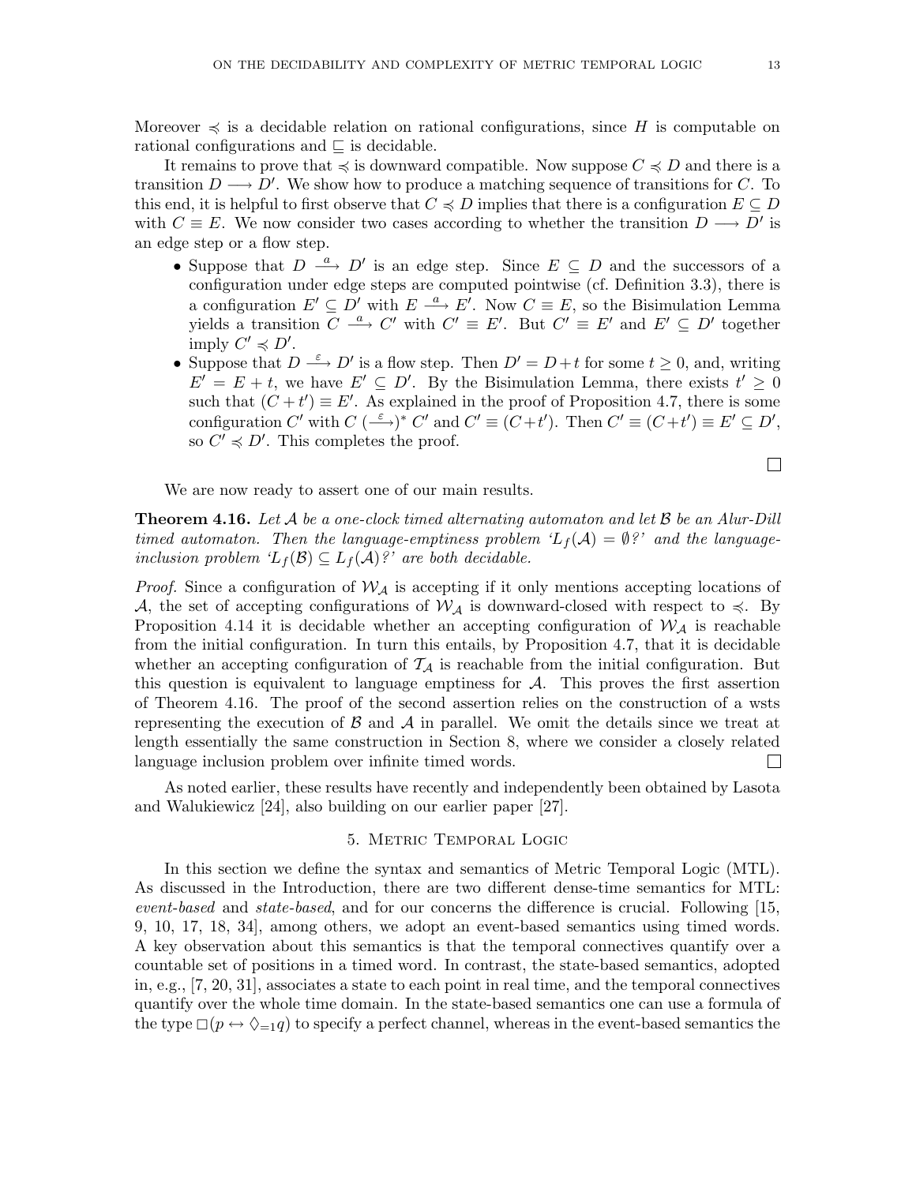Moreover $\preccurlyeq$ is a decidable relation on rational configurations, since $H$ is computable on rational configurations and $\sqsubseteq$ is decidable.

It remains to prove that $\preccurlyeq$ is downward compatible. Now suppose $C \preccurlyeq D$ and there is a transition $D \longrightarrow D'$. We show how to produce a matching sequence of transitions for $C$. To this end, it is helpful to first observe that $C \preccurlyeq D$ implies that there is a configuration $E \subseteq D$ with $C \equiv E$. We now consider two cases according to whether the transition $D \longrightarrow D'$ is an edge step or a flow step.

- Suppose that $D \xrightarrow{a} D'$ is an edge step. Since $E \subseteq D$ and the successors of a configuration under edge steps are computed pointwise (cf. Definition 3.3), there is a configuration $E' \subseteq D'$ with $E \xrightarrow{a} E'$. Now $C \equiv E$, so the Bisimulation Lemma yields a transition $C \xrightarrow{a} C'$ with $C' \equiv E'$. But $C' \equiv E'$ and $E' \subseteq D'$ together imply $C' \preccurlyeq D'$.
- Suppose that $D \xrightarrow{\varepsilon} D'$ is a flow step. Then $D' = D + t$ for some $t \geq 0$, and, writing $E' = E + t$, we have $E' \subseteq D'$. By the Bisimulation Lemma, there exists $t' \geq 0$ such that $(C + t') \equiv E'$. As explained in the proof of Proposition 4.7, there is some configuration $C'$ with $C \ (\xrightarrow{\varepsilon})^* \ C'$ and $C' \equiv (C + t')$. Then $C' \equiv (C + t') \equiv E' \subseteq D'$, so $C' \preccurlyeq D'$. This completes the proof.

□

We are now ready to assert one of our main results.

**Theorem 4.16.** *Let $\mathcal{A}$ be a one-clock timed alternating automaton and let $\mathcal{B}$ be an Alur-Dill timed automaton. Then the language-emptiness problem '$L_f(\mathcal{A}) = \emptyset$?' and the language-inclusion problem '$L_f(\mathcal{B}) \subseteq L_f(\mathcal{A})$?' are both decidable.*

*Proof.* Since a configuration of $\mathcal{W}_\mathcal{A}$ is accepting if it only mentions accepting locations of $\mathcal{A}$, the set of accepting configurations of $\mathcal{W}_\mathcal{A}$ is downward-closed with respect to $\preccurlyeq$. By Proposition 4.14 it is decidable whether an accepting configuration of $\mathcal{W}_\mathcal{A}$ is reachable from the initial configuration. In turn this entails, by Proposition 4.7, that it is decidable whether an accepting configuration of $\mathcal{T}_\mathcal{A}$ is reachable from the initial configuration. But this question is equivalent to language emptiness for $\mathcal{A}$. This proves the first assertion of Theorem 4.16. The proof of the second assertion relies on the construction of a wsts representing the execution of $\mathcal{B}$ and $\mathcal{A}$ in parallel. We omit the details since we treat at length essentially the same construction in Section 8, where we consider a closely related language inclusion problem over infinite timed words. □

As noted earlier, these results have recently and independently been obtained by Lasota and Walukiewicz [24], also building on our earlier paper [27].

## 5. Metric Temporal Logic

In this section we define the syntax and semantics of Metric Temporal Logic (MTL). As discussed in the Introduction, there are two different dense-time semantics for MTL: *event-based* and *state-based*, and for our concerns the difference is crucial. Following [15, 9, 10, 17, 18, 34], among others, we adopt an event-based semantics using timed words. A key observation about this semantics is that the temporal connectives quantify over a countable set of positions in a timed word. In contrast, the state-based semantics, adopted in, e.g., [7, 20, 31], associates a state to each point in real time, and the temporal connectives quantify over the whole time domain. In the state-based semantics one can use a formula of the type $\Box(p \leftrightarrow \Diamond_{=1} q)$ to specify a perfect channel, whereas in the event-based semantics the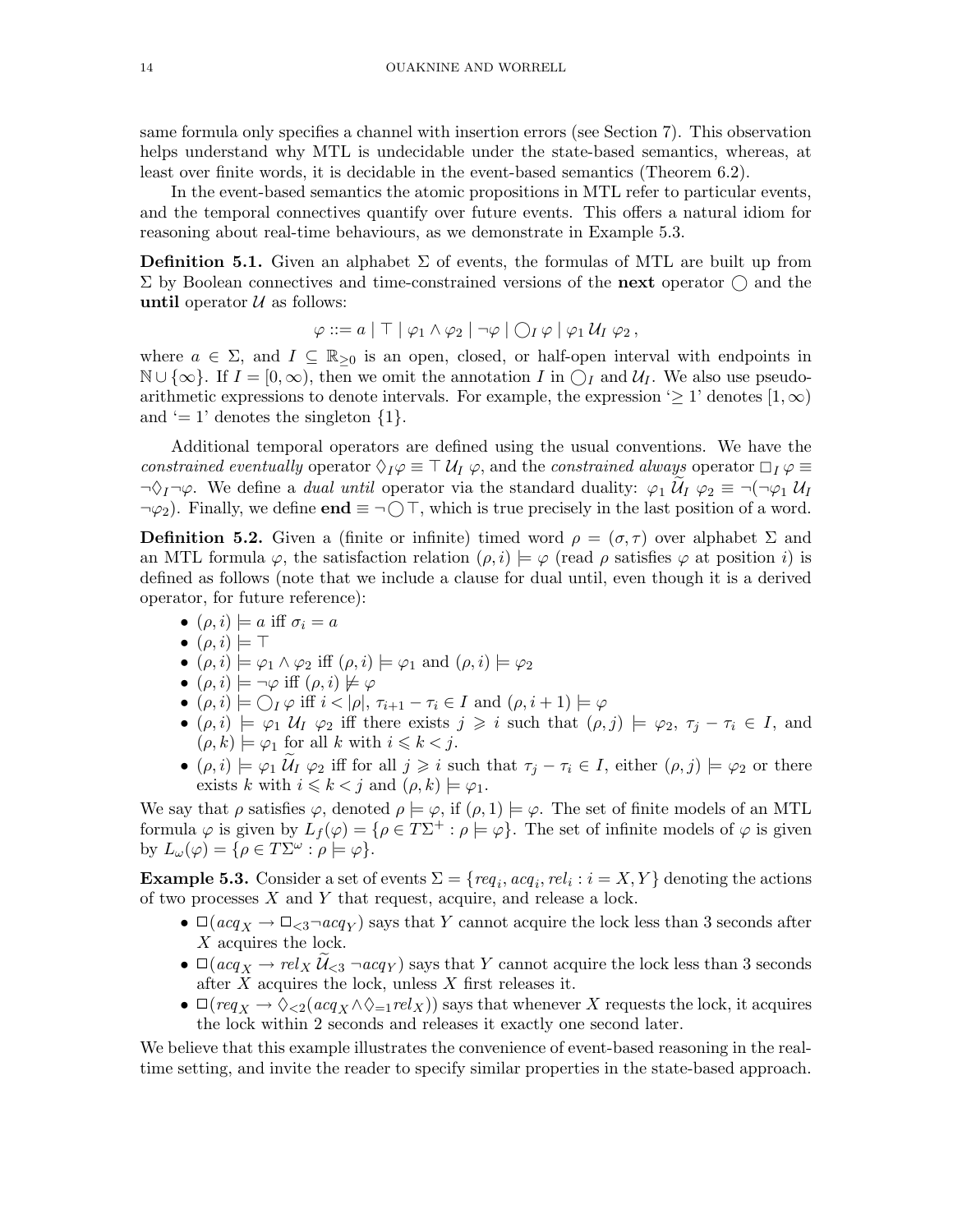same formula only specifies a channel with insertion errors (see Section 7). This observation helps understand why MTL is undecidable under the state-based semantics, whereas, at least over finite words, it is decidable in the event-based semantics (Theorem 6.2).

In the event-based semantics the atomic propositions in MTL refer to particular events, and the temporal connectives quantify over future events. This offers a natural idiom for reasoning about real-time behaviours, as we demonstrate in Example 5.3.

**Definition 5.1.** Given an alphabet $\Sigma$ of events, the formulas of MTL are built up from $\Sigma$ by Boolean connectives and time-constrained versions of the **next** operator $\bigcirc$ and the **until** operator $\mathcal{U}$ as follows:

$$\varphi ::= a \mid \top \mid \varphi_1 \wedge \varphi_2 \mid \neg\varphi \mid \bigcirc_I \varphi \mid \varphi_1 \, \mathcal{U}_I \, \varphi_2 \, ,$$

where $a \in \Sigma$, and $I \subseteq \mathbb{R}_{\geq 0}$ is an open, closed, or half-open interval with endpoints in $\mathbb{N} \cup \{\infty\}$. If $I = [0, \infty)$, then we omit the annotation $I$ in $\bigcirc_I$ and $\mathcal{U}_I$. We also use pseudo-arithmetic expressions to denote intervals. For example, the expression '$\geq 1$' denotes $[1, \infty)$ and '$= 1$' denotes the singleton $\{1\}$.

Additional temporal operators are defined using the usual conventions. We have the *constrained eventually* operator $\Diamond_I \varphi \equiv \top \, \mathcal{U}_I \, \varphi$, and the *constrained always* operator $\Box_I \varphi \equiv \neg \Diamond_I \neg \varphi$. We define a *dual until* operator via the standard duality: $\varphi_1 \, \widetilde{\mathcal{U}}_I \, \varphi_2 \equiv \neg(\neg\varphi_1 \, \mathcal{U}_I \, \neg\varphi_2)$. Finally, we define $\mathbf{end} \equiv \neg \bigcirc \top$, which is true precisely in the last position of a word.

**Definition 5.2.** Given a (finite or infinite) timed word $\rho = (\sigma, \tau)$ over alphabet $\Sigma$ and an MTL formula $\varphi$, the satisfaction relation $(\rho, i) \models \varphi$ (read $\rho$ satisfies $\varphi$ at position $i$) is defined as follows (note that we include a clause for dual until, even though it is a derived operator, for future reference):

- $(\rho, i) \models a$ iff $\sigma_i = a$
- $(\rho, i) \models \top$
- $(\rho, i) \models \varphi_1 \wedge \varphi_2$ iff $(\rho, i) \models \varphi_1$ and $(\rho, i) \models \varphi_2$
- $(\rho, i) \models \neg\varphi$ iff $(\rho, i) \not\models \varphi$
- $(\rho, i) \models \bigcirc_I \varphi$ iff $i < |\rho|$, $\tau_{i+1} - \tau_i \in I$ and $(\rho, i+1) \models \varphi$
- $(\rho, i) \models \varphi_1 \, \mathcal{U}_I \, \varphi_2$ iff there exists $j \geqslant i$ such that $(\rho, j) \models \varphi_2$, $\tau_j - \tau_i \in I$, and $(\rho, k) \models \varphi_1$ for all $k$ with $i \leqslant k < j$.
- $(\rho, i) \models \varphi_1 \, \widetilde{\mathcal{U}}_I \, \varphi_2$ iff for all $j \geqslant i$ such that $\tau_j - \tau_i \in I$, either $(\rho, j) \models \varphi_2$ or there exists $k$ with $i \leqslant k < j$ and $(\rho, k) \models \varphi_1$.

We say that $\rho$ satisfies $\varphi$, denoted $\rho \models \varphi$, if $(\rho, 1) \models \varphi$. The set of finite models of an MTL formula $\varphi$ is given by $L_f(\varphi) = \{\rho \in T\Sigma^+ : \rho \models \varphi\}$. The set of infinite models of $\varphi$ is given by $L_\omega(\varphi) = \{\rho \in T\Sigma^\omega : \rho \models \varphi\}$.

**Example 5.3.** Consider a set of events $\Sigma = \{req_i, acq_i, rel_i : i = X, Y\}$ denoting the actions of two processes $X$ and $Y$ that request, acquire, and release a lock.

- $\Box(acq_X \rightarrow \Box_{<3} \neg acq_Y)$ says that $Y$ cannot acquire the lock less than 3 seconds after $X$ acquires the lock.
- $\Box(acq_X \rightarrow rel_X \, \widetilde{\mathcal{U}}_{<3} \, \neg acq_Y)$ says that $Y$ cannot acquire the lock less than 3 seconds after $X$ acquires the lock, unless $X$ first releases it.
- $\Box(req_X \rightarrow \Diamond_{<2}(acq_X \wedge \Diamond_{=1} rel_X))$ says that whenever $X$ requests the lock, it acquires the lock within 2 seconds and releases it exactly one second later.

We believe that this example illustrates the convenience of event-based reasoning in the real-time setting, and invite the reader to specify similar properties in the state-based approach.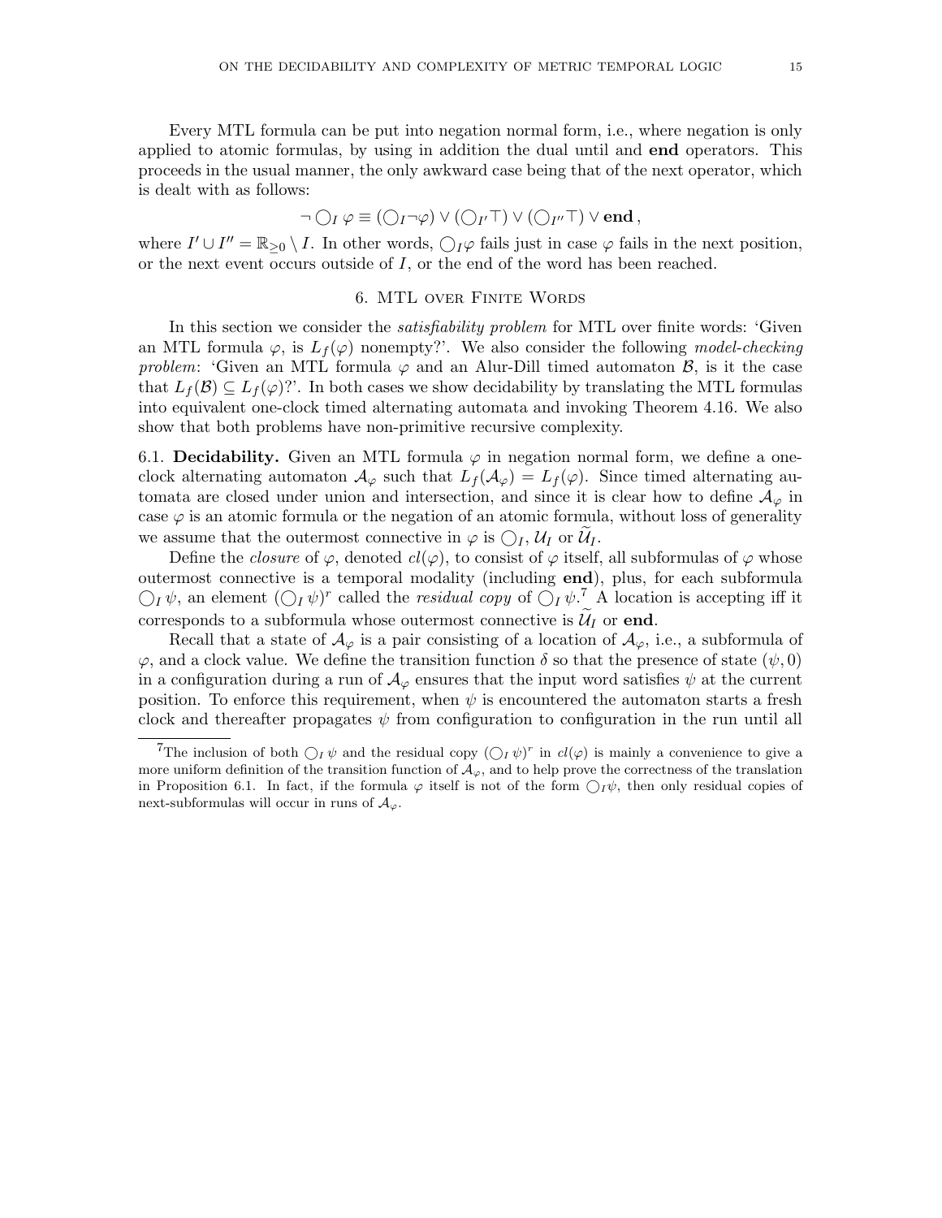Every MTL formula can be put into negation normal form, i.e., where negation is only applied to atomic formulas, by using in addition the dual until and **end** operators. This proceeds in the usual manner, the only awkward case being that of the next operator, which is dealt with as follows:

$$\neg \bigcirc_I \varphi \equiv (\bigcirc_I \neg\varphi) \vee (\bigcirc_{I'} \top) \vee (\bigcirc_{I''} \top) \vee \textbf{end}\,,$$

where $I' \cup I'' = \mathbb{R}_{\geq 0} \setminus I$. In other words, $\bigcirc_I \varphi$ fails just in case $\varphi$ fails in the next position, or the next event occurs outside of $I$, or the end of the word has been reached.

## 6. MTL over Finite Words

In this section we consider the *satisfiability problem* for MTL over finite words: 'Given an MTL formula $\varphi$, is $L_f(\varphi)$ nonempty?'. We also consider the following *model-checking problem*: 'Given an MTL formula $\varphi$ and an Alur-Dill timed automaton $\mathcal{B}$, is it the case that $L_f(\mathcal{B}) \subseteq L_f(\varphi)$?'. In both cases we show decidability by translating the MTL formulas into equivalent one-clock timed alternating automata and invoking Theorem 4.16. We also show that both problems have non-primitive recursive complexity.

6.1. **Decidability.** Given an MTL formula $\varphi$ in negation normal form, we define a one-clock alternating automaton $\mathcal{A}_\varphi$ such that $L_f(\mathcal{A}_\varphi) = L_f(\varphi)$. Since timed alternating automata are closed under union and intersection, and since it is clear how to define $\mathcal{A}_\varphi$ in case $\varphi$ is an atomic formula or the negation of an atomic formula, without loss of generality we assume that the outermost connective in $\varphi$ is $\bigcirc_I$, $\mathcal{U}_I$ or $\widetilde{\mathcal{U}}_I$.

Define the *closure* of $\varphi$, denoted $cl(\varphi)$, to consist of $\varphi$ itself, all subformulas of $\varphi$ whose outermost connective is a temporal modality (including **end**), plus, for each subformula $\bigcirc_I \psi$, an element $(\bigcirc_I \psi)^r$ called the *residual copy* of $\bigcirc_I \psi$.[7] A location is accepting iff it corresponds to a subformula whose outermost connective is $\widetilde{\mathcal{U}}_I$ or **end**.

Recall that a state of $\mathcal{A}_\varphi$ is a pair consisting of a location of $\mathcal{A}_\varphi$, i.e., a subformula of $\varphi$, and a clock value. We define the transition function $\delta$ so that the presence of state $(\psi, 0)$ in a configuration during a run of $\mathcal{A}_\varphi$ ensures that the input word satisfies $\psi$ at the current position. To enforce this requirement, when $\psi$ is encountered the automaton starts a fresh clock and thereafter propagates $\psi$ from configuration to configuration in the run until all

[7]The inclusion of both $\bigcirc_I \psi$ and the residual copy $(\bigcirc_I \psi)^r$ in $cl(\varphi)$ is mainly a convenience to give a more uniform definition of the transition function of $\mathcal{A}_\varphi$, and to help prove the correctness of the translation in Proposition 6.1. In fact, if the formula $\varphi$ itself is not of the form $\bigcirc_I \psi$, then only residual copies of next-subformulas will occur in runs of $\mathcal{A}_\varphi$.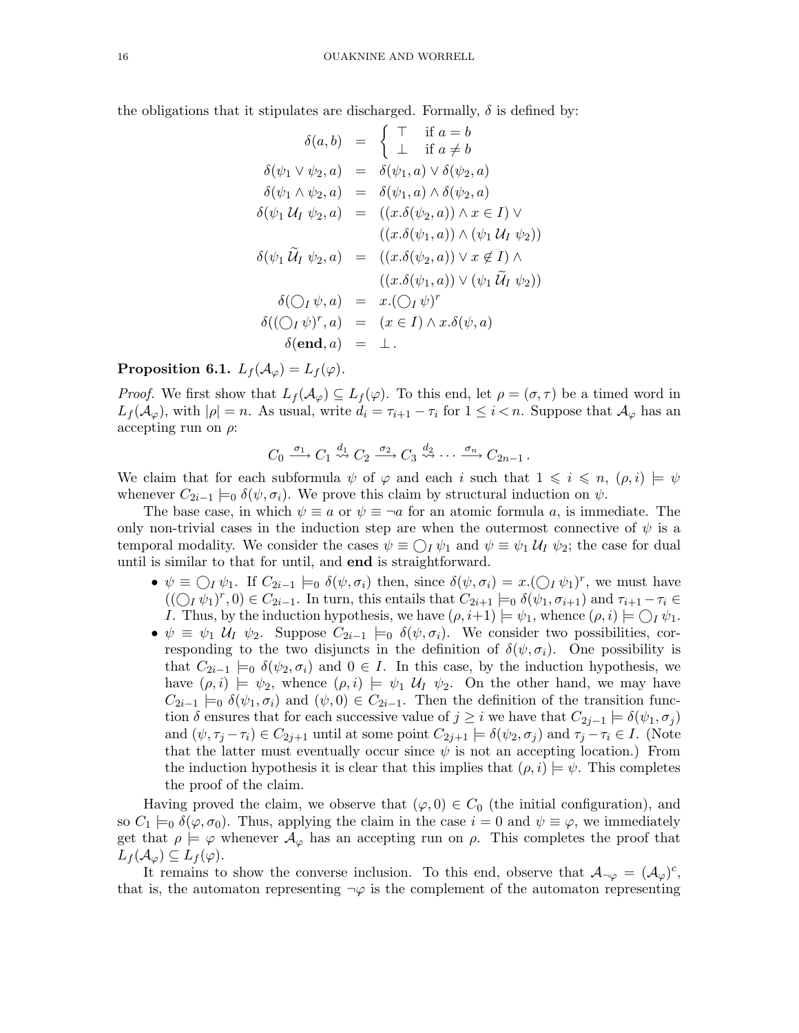the obligations that it stipulates are discharged. Formally, $\delta$ is defined by:

$$
\begin{aligned}
\delta(a, b) &= \begin{cases} \top & \text{if } a = b \\ \bot & \text{if } a \neq b \end{cases} \\
\delta(\psi_1 \vee \psi_2, a) &= \delta(\psi_1, a) \vee \delta(\psi_2, a) \\
\delta(\psi_1 \wedge \psi_2, a) &= \delta(\psi_1, a) \wedge \delta(\psi_2, a) \\
\delta(\psi_1 \, \mathcal{U}_I \, \psi_2, a) &= ((x.\delta(\psi_2, a)) \wedge x \in I) \vee \\
&\quad\; ((x.\delta(\psi_1, a)) \wedge (\psi_1 \, \mathcal{U}_I \, \psi_2)) \\
\delta(\psi_1 \, \widetilde{\mathcal{U}}_I \, \psi_2, a) &= ((x.\delta(\psi_2, a)) \vee x \notin I) \wedge \\
&\quad\; ((x.\delta(\psi_1, a)) \vee (\psi_1 \, \widetilde{\mathcal{U}}_I \, \psi_2)) \\
\delta(\bigcirc_I \psi, a) &= x.(\bigcirc_I \psi)^r \\
\delta((\bigcirc_I \psi)^r, a) &= (x \in I) \wedge x.\delta(\psi, a) \\
\delta(\mathbf{end}, a) &= \bot \, .
\end{aligned}
$$

**Proposition 6.1.** $L_f(\mathcal{A}_\varphi) = L_f(\varphi)$.

*Proof.* We first show that $L_f(\mathcal{A}_\varphi) \subseteq L_f(\varphi)$. To this end, let $\rho = (\sigma, \tau)$ be a timed word in $L_f(\mathcal{A}_\varphi)$, with $|\rho| = n$. As usual, write $d_i = \tau_{i+1} - \tau_i$ for $1 \le i < n$. Suppose that $\mathcal{A}_\varphi$ has an accepting run on $\rho$:

$$C_0 \xrightarrow{\sigma_1} C_1 \overset{d_1}{\rightsquigarrow} C_2 \xrightarrow{\sigma_2} C_3 \overset{d_2}{\rightsquigarrow} \cdots \xrightarrow{\sigma_n} C_{2n-1} \, .$$

We claim that for each subformula $\psi$ of $\varphi$ and each $i$ such that $1 \leqslant i \leqslant n$, $(\rho, i) \models \psi$ whenever $C_{2i-1} \models_0 \delta(\psi, \sigma_i)$. We prove this claim by structural induction on $\psi$.

The base case, in which $\psi \equiv a$ or $\psi \equiv \neg a$ for an atomic formula $a$, is immediate. The only non-trivial cases in the induction step are when the outermost connective of $\psi$ is a temporal modality. We consider the cases $\psi \equiv \bigcirc_I \psi_1$ and $\psi \equiv \psi_1 \, \mathcal{U}_I \, \psi_2$; the case for dual until is similar to that for until, and **end** is straightforward.

- $\psi \equiv \bigcirc_I \psi_1$. If $C_{2i-1} \models_0 \delta(\psi, \sigma_i)$ then, since $\delta(\psi, \sigma_i) = x.(\bigcirc_I \psi_1)^r$, we must have $((\bigcirc_I \psi_1)^r, 0) \in C_{2i-1}$. In turn, this entails that $C_{2i+1} \models_0 \delta(\psi_1, \sigma_{i+1})$ and $\tau_{i+1} - \tau_i \in I$. Thus, by the induction hypothesis, we have $(\rho, i+1) \models \psi_1$, whence $(\rho, i) \models \bigcirc_I \psi_1$.
- $\psi \equiv \psi_1 \, \mathcal{U}_I \, \psi_2$. Suppose $C_{2i-1} \models_0 \delta(\psi, \sigma_i)$. We consider two possibilities, corresponding to the two disjuncts in the definition of $\delta(\psi, \sigma_i)$. One possibility is that $C_{2i-1} \models_0 \delta(\psi_2, \sigma_i)$ and $0 \in I$. In this case, by the induction hypothesis, we have $(\rho, i) \models \psi_2$, whence $(\rho, i) \models \psi_1 \, \mathcal{U}_I \, \psi_2$. On the other hand, we may have $C_{2i-1} \models_0 \delta(\psi_1, \sigma_i)$ and $(\psi, 0) \in C_{2i-1}$. Then the definition of the transition function $\delta$ ensures that for each successive value of $j \geq i$ we have that $C_{2j-1} \models \delta(\psi_1, \sigma_j)$ and $(\psi, \tau_j - \tau_i) \in C_{2j+1}$ until at some point $C_{2j+1} \models \delta(\psi_2, \sigma_j)$ and $\tau_j - \tau_i \in I$. (Note that the latter must eventually occur since $\psi$ is not an accepting location.) From the induction hypothesis it is clear that this implies that $(\rho, i) \models \psi$. This completes the proof of the claim.

Having proved the claim, we observe that $(\varphi, 0) \in C_0$ (the initial configuration), and so $C_1 \models_0 \delta(\varphi, \sigma_0)$. Thus, applying the claim in the case $i = 0$ and $\psi \equiv \varphi$, we immediately get that $\rho \models \varphi$ whenever $\mathcal{A}_\varphi$ has an accepting run on $\rho$. This completes the proof that $L_f(\mathcal{A}_\varphi) \subseteq L_f(\varphi)$.

It remains to show the converse inclusion. To this end, observe that $\mathcal{A}_{\neg\varphi} = (\mathcal{A}_\varphi)^c$, that is, the automaton representing $\neg\varphi$ is the complement of the automaton representing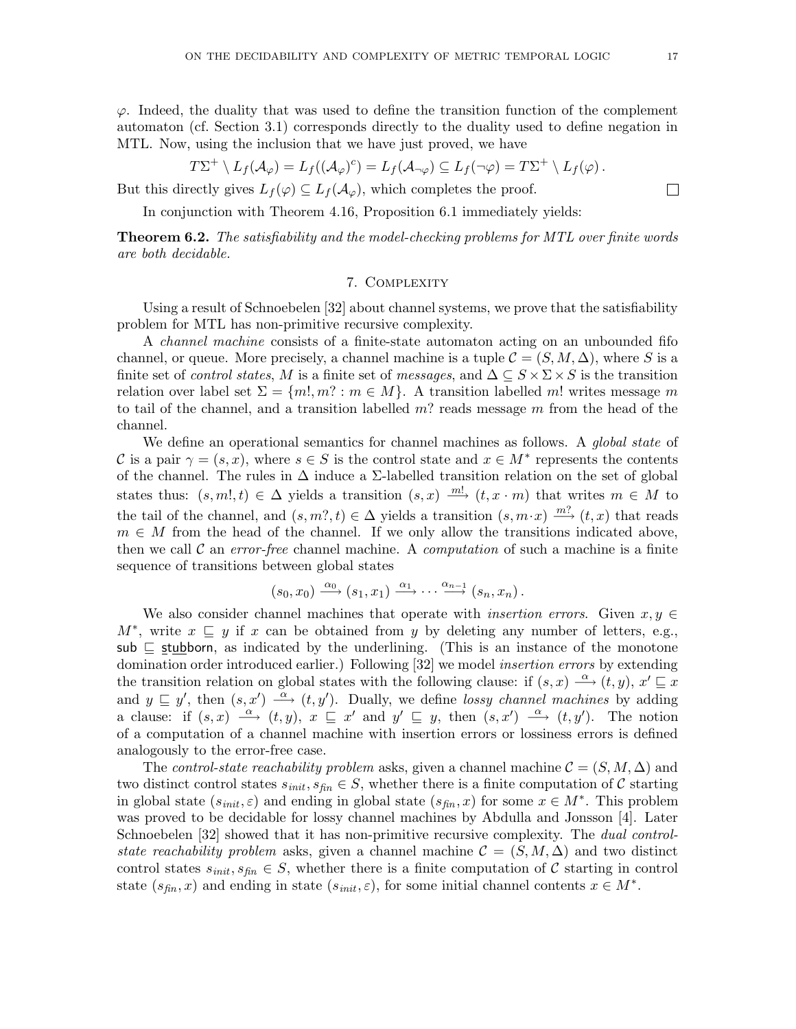$\varphi$. Indeed, the duality that was used to define the transition function of the complement automaton (cf. Section 3.1) corresponds directly to the duality used to define negation in MTL. Now, using the inclusion that we have just proved, we have

$$T\Sigma^+ \setminus L_f(\mathcal{A}_\varphi) = L_f((\mathcal{A}_\varphi)^c) = L_f(\mathcal{A}_{\neg\varphi}) \subseteq L_f(\neg\varphi) = T\Sigma^+ \setminus L_f(\varphi)\,.$$

But this directly gives $L_f(\varphi) \subseteq L_f(\mathcal{A}_\varphi)$, which completes the proof. ☐

In conjunction with Theorem 4.16, Proposition 6.1 immediately yields:

**Theorem 6.2.** *The satisfiability and the model-checking problems for MTL over finite words are both decidable.*

## 7. Complexity

Using a result of Schnoebelen [32] about channel systems, we prove that the satisfiability problem for MTL has non-primitive recursive complexity.

A *channel machine* consists of a finite-state automaton acting on an unbounded fifo channel, or queue. More precisely, a channel machine is a tuple $\mathcal{C} = (S, M, \Delta)$, where $S$ is a finite set of *control states*, $M$ is a finite set of *messages*, and $\Delta \subseteq S \times \Sigma \times S$ is the transition relation over label set $\Sigma = \{m!, m? : m \in M\}$. A transition labelled $m!$ writes message $m$ to tail of the channel, and a transition labelled $m?$ reads message $m$ from the head of the channel.

We define an operational semantics for channel machines as follows. A *global state* of $\mathcal{C}$ is a pair $\gamma = (s, x)$, where $s \in S$ is the control state and $x \in M^*$ represents the contents of the channel. The rules in $\Delta$ induce a $\Sigma$-labelled transition relation on the set of global states thus: $(s, m!, t) \in \Delta$ yields a transition $(s, x) \xrightarrow{m!} (t, x \cdot m)$ that writes $m \in M$ to the tail of the channel, and $(s, m?, t) \in \Delta$ yields a transition $(s, m \cdot x) \xrightarrow{m?} (t, x)$ that reads $m \in M$ from the head of the channel. If we only allow the transitions indicated above, then we call $\mathcal{C}$ an *error-free* channel machine. A *computation* of such a machine is a finite sequence of transitions between global states

$$(s_0, x_0) \xrightarrow{\alpha_0} (s_1, x_1) \xrightarrow{\alpha_1} \cdots \xrightarrow{\alpha_{n-1}} (s_n, x_n)\,.$$

We also consider channel machines that operate with *insertion errors*. Given $x, y \in M^*$, write $x \sqsubseteq y$ if $x$ can be obtained from $y$ by deleting any number of letters, e.g., $\mathsf{sub} \sqsubseteq \mathsf{s\underline{t}u\underline{b}born}$, as indicated by the underlining. (This is an instance of the monotone domination order introduced earlier.) Following [32] we model *insertion errors* by extending the transition relation on global states with the following clause: if $(s, x) \xrightarrow{\alpha} (t, y)$, $x' \sqsubseteq x$ and $y \sqsubseteq y'$, then $(s, x') \xrightarrow{\alpha} (t, y')$. Dually, we define *lossy channel machines* by adding a clause: if $(s, x) \xrightarrow{\alpha} (t, y)$, $x \sqsubseteq x'$ and $y' \sqsubseteq y$, then $(s, x') \xrightarrow{\alpha} (t, y')$. The notion of a computation of a channel machine with insertion errors or lossiness errors is defined analogously to the error-free case.

The *control-state reachability problem* asks, given a channel machine $\mathcal{C} = (S, M, \Delta)$ and two distinct control states $s_{init}, s_{fin} \in S$, whether there is a finite computation of $\mathcal{C}$ starting in global state $(s_{init}, \varepsilon)$ and ending in global state $(s_{fin}, x)$ for some $x \in M^*$. This problem was proved to be decidable for lossy channel machines by Abdulla and Jonsson [4]. Later Schnoebelen [32] showed that it has non-primitive recursive complexity. The *dual control-state reachability problem* asks, given a channel machine $\mathcal{C} = (S, M, \Delta)$ and two distinct control states $s_{init}, s_{fin} \in S$, whether there is a finite computation of $\mathcal{C}$ starting in control state $(s_{fin}, x)$ and ending in state $(s_{init}, \varepsilon)$, for some initial channel contents $x \in M^*$.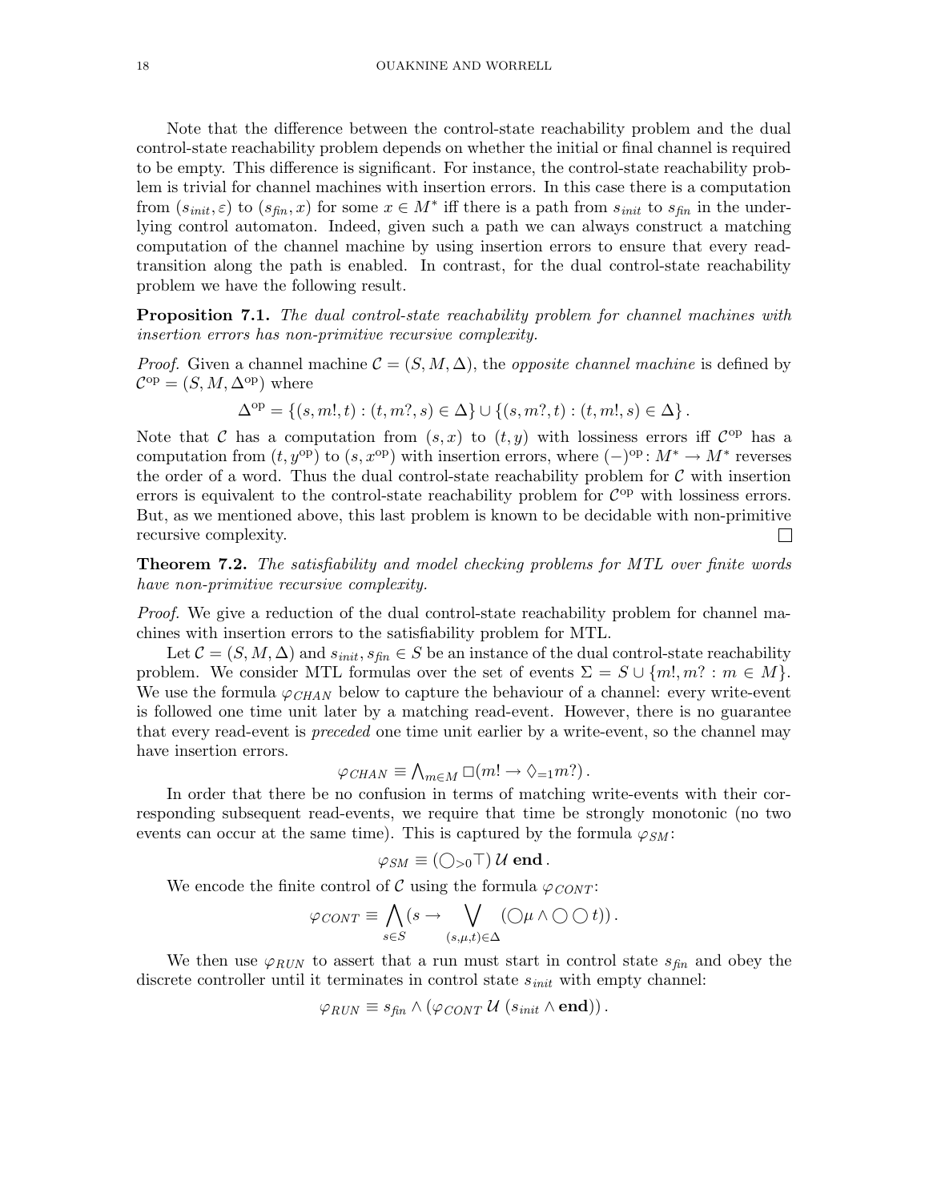Note that the difference between the control-state reachability problem and the dual control-state reachability problem depends on whether the initial or final channel is required to be empty. This difference is significant. For instance, the control-state reachability problem is trivial for channel machines with insertion errors. In this case there is a computation from $(s_{init}, \varepsilon)$ to $(s_{fin}, x)$ for some $x \in M^*$ iff there is a path from $s_{init}$ to $s_{fin}$ in the underlying control automaton. Indeed, given such a path we can always construct a matching computation of the channel machine by using insertion errors to ensure that every read-transition along the path is enabled. In contrast, for the dual control-state reachability problem we have the following result.

**Proposition 7.1.** *The dual control-state reachability problem for channel machines with insertion errors has non-primitive recursive complexity.*

*Proof.* Given a channel machine $\mathcal{C} = (S, M, \Delta)$, the *opposite channel machine* is defined by $\mathcal{C}^{\mathrm{op}} = (S, M, \Delta^{\mathrm{op}})$ where

$$\Delta^{\mathrm{op}} = \{(s, m!, t) : (t, m?, s) \in \Delta\} \cup \{(s, m?, t) : (t, m!, s) \in \Delta\}.$$

Note that $\mathcal{C}$ has a computation from $(s, x)$ to $(t, y)$ with lossiness errors iff $\mathcal{C}^{\mathrm{op}}$ has a computation from $(t, y^{\mathrm{op}})$ to $(s, x^{\mathrm{op}})$ with insertion errors, where $(-)^{\mathrm{op}} : M^* \to M^*$ reverses the order of a word. Thus the dual control-state reachability problem for $\mathcal{C}$ with insertion errors is equivalent to the control-state reachability problem for $\mathcal{C}^{\mathrm{op}}$ with lossiness errors. But, as we mentioned above, this last problem is known to be decidable with non-primitive recursive complexity. $\square$

**Theorem 7.2.** *The satisfiability and model checking problems for MTL over finite words have non-primitive recursive complexity.*

*Proof.* We give a reduction of the dual control-state reachability problem for channel machines with insertion errors to the satisfiability problem for MTL.

Let $\mathcal{C} = (S, M, \Delta)$ and $s_{init}, s_{fin} \in S$ be an instance of the dual control-state reachability problem. We consider MTL formulas over the set of events $\Sigma = S \cup \{m!, m? : m \in M\}$. We use the formula $\varphi_{CHAN}$ below to capture the behaviour of a channel: every write-event is followed one time unit later by a matching read-event. However, there is no guarantee that every read-event is *preceded* one time unit earlier by a write-event, so the channel may have insertion errors.

$$\varphi_{CHAN} \equiv \textstyle\bigwedge_{m \in M} \Box(m! \to \Diamond_{=1} m?).$$

In order that there be no confusion in terms of matching write-events with their corresponding subsequent read-events, we require that time be strongly monotonic (no two events can occur at the same time). This is captured by the formula $\varphi_{SM}$:

$$\varphi_{SM} \equiv (\bigcirc_{>0} \top)\, \mathcal{U}\, \mathbf{end}.$$

We encode the finite control of $\mathcal{C}$ using the formula $\varphi_{CONT}$:

$$\varphi_{CONT} \equiv \bigwedge_{s \in S} (s \to \bigvee_{(s,\mu,t) \in \Delta} (\bigcirc \mu \wedge \bigcirc \bigcirc t)).$$

We then use $\varphi_{RUN}$ to assert that a run must start in control state $s_{fin}$ and obey the discrete controller until it terminates in control state $s_{init}$ with empty channel:

$$\varphi_{RUN} \equiv s_{fin} \wedge (\varphi_{CONT}\, \mathcal{U}\, (s_{init} \wedge \mathbf{end})).$$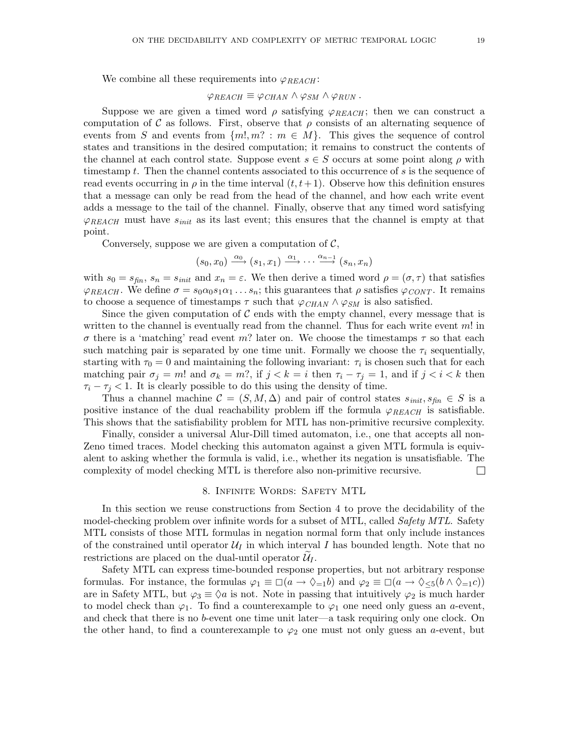We combine all these requirements into $\varphi_{REACH}$:

$$\varphi_{REACH} \equiv \varphi_{CHAN} \wedge \varphi_{SM} \wedge \varphi_{RUN} \,.$$

Suppose we are given a timed word $\rho$ satisfying $\varphi_{REACH}$; then we can construct a computation of $\mathcal{C}$ as follows. First, observe that $\rho$ consists of an alternating sequence of events from $S$ and events from $\{m!, m? : m \in M\}$. This gives the sequence of control states and transitions in the desired computation; it remains to construct the contents of the channel at each control state. Suppose event $s \in S$ occurs at some point along $\rho$ with timestamp $t$. Then the channel contents associated to this occurrence of $s$ is the sequence of read events occurring in $\rho$ in the time interval $(t, t+1)$. Observe how this definition ensures that a message can only be read from the head of the channel, and how each write event adds a message to the tail of the channel. Finally, observe that any timed word satisfying $\varphi_{REACH}$ must have $s_{init}$ as its last event; this ensures that the channel is empty at that point.

Conversely, suppose we are given a computation of $\mathcal{C}$,

$$(s_0, x_0) \xrightarrow{\alpha_0} (s_1, x_1) \xrightarrow{\alpha_1} \cdots \xrightarrow{\alpha_{n-1}} (s_n, x_n)$$

with $s_0 = s_{fin}$, $s_n = s_{init}$ and $x_n = \varepsilon$. We then derive a timed word $\rho = (\sigma, \tau)$ that satisfies $\varphi_{REACH}$. We define $\sigma = s_0 \alpha_0 s_1 \alpha_1 \ldots s_n$; this guarantees that $\rho$ satisfies $\varphi_{CONT}$. It remains to choose a sequence of timestamps $\tau$ such that $\varphi_{CHAN} \wedge \varphi_{SM}$ is also satisfied.

Since the given computation of $\mathcal{C}$ ends with the empty channel, every message that is written to the channel is eventually read from the channel. Thus for each write event $m!$ in $\sigma$ there is a 'matching' read event $m?$ later on. We choose the timestamps $\tau$ so that each such matching pair is separated by one time unit. Formally we choose the $\tau_i$ sequentially, starting with $\tau_0 = 0$ and maintaining the following invariant: $\tau_i$ is chosen such that for each matching pair $\sigma_j = m!$ and $\sigma_k = m?$, if $j < k = i$ then $\tau_i - \tau_j = 1$, and if $j < i < k$ then $\tau_i - \tau_j < 1$. It is clearly possible to do this using the density of time.

Thus a channel machine $\mathcal{C} = (S, M, \Delta)$ and pair of control states $s_{init}, s_{fin} \in S$ is a positive instance of the dual reachability problem iff the formula $\varphi_{REACH}$ is satisfiable. This shows that the satisfiability problem for MTL has non-primitive recursive complexity.

Finally, consider a universal Alur-Dill timed automaton, i.e., one that accepts all non-Zeno timed traces. Model checking this automaton against a given MTL formula is equivalent to asking whether the formula is valid, i.e., whether its negation is unsatisfiable. The complexity of model checking MTL is therefore also non-primitive recursive. □

## 8. Infinite Words: Safety MTL

In this section we reuse constructions from Section 4 to prove the decidability of the model-checking problem over infinite words for a subset of MTL, called *Safety MTL*. Safety MTL consists of those MTL formulas in negation normal form that only include instances of the constrained until operator $\mathcal{U}_I$ in which interval $I$ has bounded length. Note that no restrictions are placed on the dual-until operator $\widetilde{\mathcal{U}}_I$.

Safety MTL can express time-bounded response properties, but not arbitrary response formulas. For instance, the formulas $\varphi_1 \equiv \Box(a \to \Diamond_{=1} b)$ and $\varphi_2 \equiv \Box(a \to \Diamond_{\leq 5}(b \wedge \Diamond_{=1} c))$ are in Safety MTL, but $\varphi_3 \equiv \Diamond a$ is not. Note in passing that intuitively $\varphi_2$ is much harder to model check than $\varphi_1$. To find a counterexample to $\varphi_1$ one need only guess an $a$-event, and check that there is no $b$-event one time unit later—a task requiring only one clock. On the other hand, to find a counterexample to $\varphi_2$ one must not only guess an $a$-event, but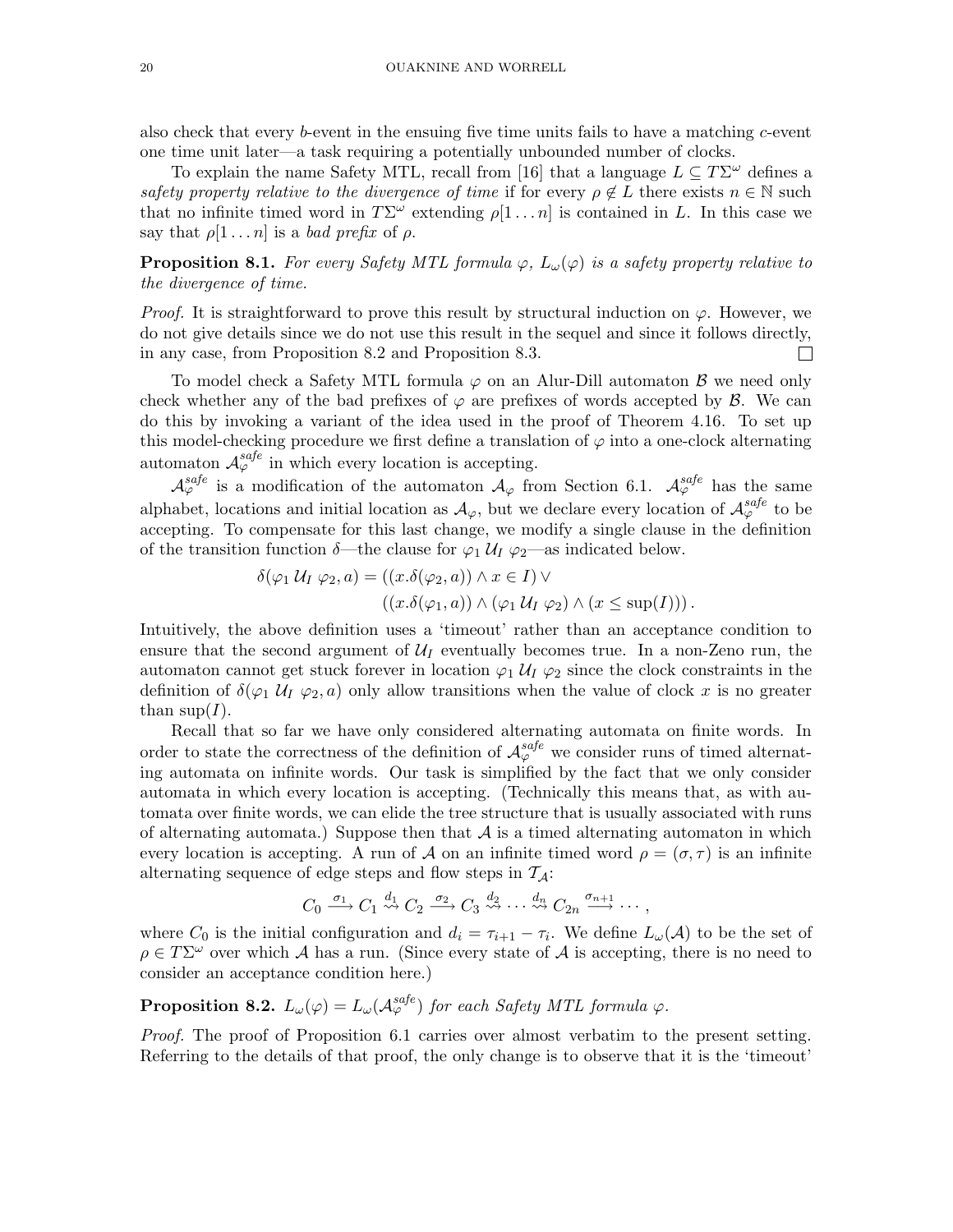also check that every $b$-event in the ensuing five time units fails to have a matching $c$-event one time unit later—a task requiring a potentially unbounded number of clocks.

To explain the name Safety MTL, recall from [16] that a language $L \subseteq T\Sigma^\omega$ defines a *safety property relative to the divergence of time* if for every $\rho \notin L$ there exists $n \in \mathbb{N}$ such that no infinite timed word in $T\Sigma^\omega$ extending $\rho[1 \ldots n]$ is contained in $L$. In this case we say that $\rho[1 \ldots n]$ is a *bad prefix* of $\rho$.

**Proposition 8.1.** *For every Safety MTL formula $\varphi$, $L_\omega(\varphi)$ is a safety property relative to the divergence of time.*

*Proof.* It is straightforward to prove this result by structural induction on $\varphi$. However, we do not give details since we do not use this result in the sequel and since it follows directly, in any case, from Proposition 8.2 and Proposition 8.3. □

To model check a Safety MTL formula $\varphi$ on an Alur-Dill automaton $\mathcal{B}$ we need only check whether any of the bad prefixes of $\varphi$ are prefixes of words accepted by $\mathcal{B}$. We can do this by invoking a variant of the idea used in the proof of Theorem 4.16. To set up this model-checking procedure we first define a translation of $\varphi$ into a one-clock alternating automaton $\mathcal{A}^{safe}_\varphi$ in which every location is accepting.

$\mathcal{A}^{safe}_\varphi$ is a modification of the automaton $\mathcal{A}_\varphi$ from Section 6.1. $\mathcal{A}^{safe}_\varphi$ has the same alphabet, locations and initial location as $\mathcal{A}_\varphi$, but we declare every location of $\mathcal{A}^{safe}_\varphi$ to be accepting. To compensate for this last change, we modify a single clause in the definition of the transition function $\delta$—the clause for $\varphi_1 \, \mathcal{U}_I \, \varphi_2$—as indicated below.

$$\begin{aligned}\delta(\varphi_1 \, \mathcal{U}_I \, \varphi_2, a) = &((x.\delta(\varphi_2, a)) \wedge x \in I) \vee \\ &((x.\delta(\varphi_1, a)) \wedge (\varphi_1 \, \mathcal{U}_I \, \varphi_2) \wedge (x \leq \sup(I)))\,.\end{aligned}$$

Intuitively, the above definition uses a 'timeout' rather than an acceptance condition to ensure that the second argument of $\mathcal{U}_I$ eventually becomes true. In a non-Zeno run, the automaton cannot get stuck forever in location $\varphi_1 \, \mathcal{U}_I \, \varphi_2$ since the clock constraints in the definition of $\delta(\varphi_1 \, \mathcal{U}_I \, \varphi_2, a)$ only allow transitions when the value of clock $x$ is no greater than $\sup(I)$.

Recall that so far we have only considered alternating automata on finite words. In order to state the correctness of the definition of $\mathcal{A}^{safe}_\varphi$ we consider runs of timed alternating automata on infinite words. Our task is simplified by the fact that we only consider automata in which every location is accepting. (Technically this means that, as with automata over finite words, we can elide the tree structure that is usually associated with runs of alternating automata.) Suppose then that $\mathcal{A}$ is a timed alternating automaton in which every location is accepting. A run of $\mathcal{A}$ on an infinite timed word $\rho = (\sigma, \tau)$ is an infinite alternating sequence of edge steps and flow steps in $\mathcal{T}_\mathcal{A}$:

$$C_0 \xrightarrow{\sigma_1} C_1 \overset{d_1}{\rightsquigarrow} C_2 \xrightarrow{\sigma_2} C_3 \overset{d_2}{\rightsquigarrow} \cdots \overset{d_n}{\rightsquigarrow} C_{2n} \xrightarrow{\sigma_{n+1}} \cdots,$$

where $C_0$ is the initial configuration and $d_i = \tau_{i+1} - \tau_i$. We define $L_\omega(\mathcal{A})$ to be the set of $\rho \in T\Sigma^\omega$ over which $\mathcal{A}$ has a run. (Since every state of $\mathcal{A}$ is accepting, there is no need to consider an acceptance condition here.)

**Proposition 8.2.** *$L_\omega(\varphi) = L_\omega(\mathcal{A}^{safe}_\varphi)$ for each Safety MTL formula $\varphi$.*

*Proof.* The proof of Proposition 6.1 carries over almost verbatim to the present setting. Referring to the details of that proof, the only change is to observe that it is the 'timeout'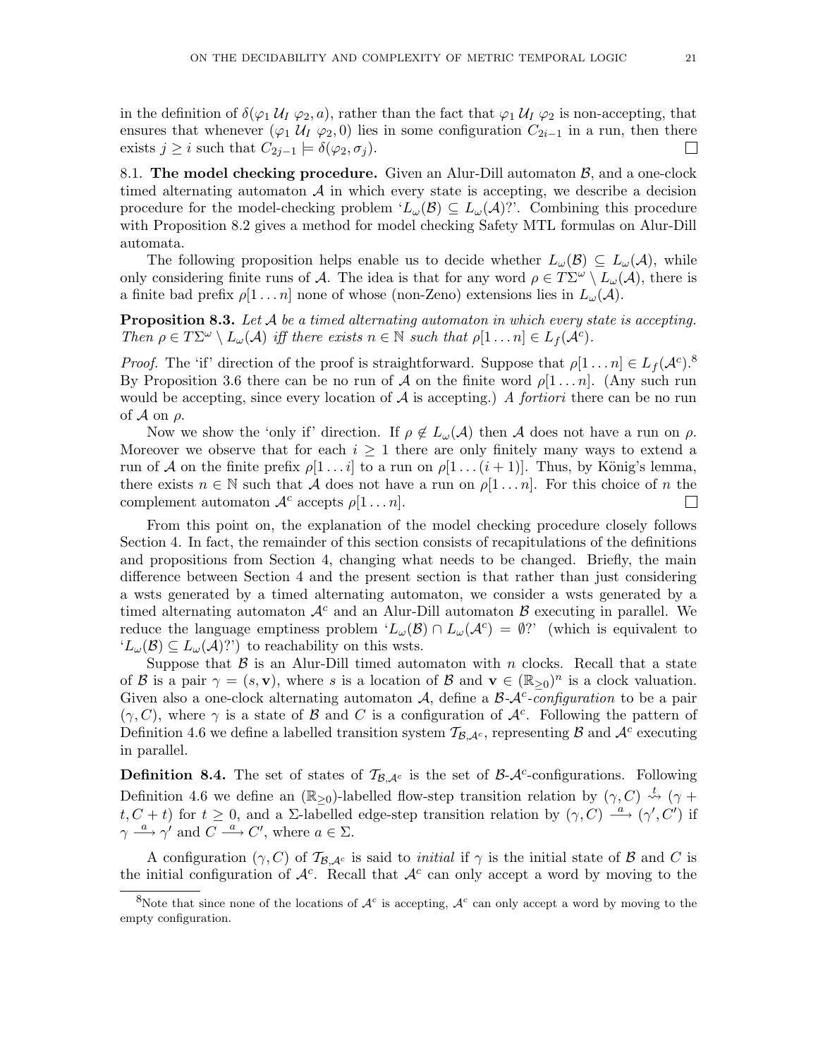in the definition of $\delta(\varphi_1 \mathcal{U}_I \varphi_2, a)$, rather than the fact that $\varphi_1 \mathcal{U}_I \varphi_2$ is non-accepting, that ensures that whenever $(\varphi_1 \mathcal{U}_I \varphi_2, 0)$ lies in some configuration $C_{2i-1}$ in a run, then there exists $j \geq i$ such that $C_{2j-1} \models \delta(\varphi_2, \sigma_j)$. □

## 8.1. The model checking procedure.

Given an Alur-Dill automaton $\mathcal{B}$, and a one-clock timed alternating automaton $\mathcal{A}$ in which every state is accepting, we describe a decision procedure for the model-checking problem '$L_\omega(\mathcal{B}) \subseteq L_\omega(\mathcal{A})$?'. Combining this procedure with Proposition 8.2 gives a method for model checking Safety MTL formulas on Alur-Dill automata.

The following proposition helps enable us to decide whether $L_\omega(\mathcal{B}) \subseteq L_\omega(\mathcal{A})$, while only considering finite runs of $\mathcal{A}$. The idea is that for any word $\rho \in T\Sigma^\omega \setminus L_\omega(\mathcal{A})$, there is a finite bad prefix $\rho[1 \ldots n]$ none of whose (non-Zeno) extensions lies in $L_\omega(\mathcal{A})$.

**Proposition 8.3.** *Let $\mathcal{A}$ be a timed alternating automaton in which every state is accepting. Then $\rho \in T\Sigma^\omega \setminus L_\omega(\mathcal{A})$ iff there exists $n \in \mathbb{N}$ such that $\rho[1 \ldots n] \in L_f(\mathcal{A}^c)$.*

*Proof.* The 'if' direction of the proof is straightforward. Suppose that $\rho[1 \ldots n] \in L_f(\mathcal{A}^c)$.[8] By Proposition 3.6 there can be no run of $\mathcal{A}$ on the finite word $\rho[1 \ldots n]$. (Any such run would be accepting, since every location of $\mathcal{A}$ is accepting.) *A fortiori* there can be no run of $\mathcal{A}$ on $\rho$.

Now we show the 'only if' direction. If $\rho \notin L_\omega(\mathcal{A})$ then $\mathcal{A}$ does not have a run on $\rho$. Moreover we observe that for each $i \geq 1$ there are only finitely many ways to extend a run of $\mathcal{A}$ on the finite prefix $\rho[1 \ldots i]$ to a run on $\rho[1 \ldots (i+1)]$. Thus, by König's lemma, there exists $n \in \mathbb{N}$ such that $\mathcal{A}$ does not have a run on $\rho[1 \ldots n]$. For this choice of $n$ the complement automaton $\mathcal{A}^c$ accepts $\rho[1 \ldots n]$. □

From this point on, the explanation of the model checking procedure closely follows Section 4. In fact, the remainder of this section consists of recapitulations of the definitions and propositions from Section 4, changing what needs to be changed. Briefly, the main difference between Section 4 and the present section is that rather than just considering a wsts generated by a timed alternating automaton, we consider a wsts generated by a timed alternating automaton $\mathcal{A}^c$ and an Alur-Dill automaton $\mathcal{B}$ executing in parallel. We reduce the language emptiness problem '$L_\omega(\mathcal{B}) \cap L_\omega(\mathcal{A}^c) = \emptyset$?' (which is equivalent to '$L_\omega(\mathcal{B}) \subseteq L_\omega(\mathcal{A})$?') to reachability on this wsts.

Suppose that $\mathcal{B}$ is an Alur-Dill timed automaton with $n$ clocks. Recall that a state of $\mathcal{B}$ is a pair $\gamma = (s, \mathbf{v})$, where $s$ is a location of $\mathcal{B}$ and $\mathbf{v} \in (\mathbb{R}_{\geq 0})^n$ is a clock valuation. Given also a one-clock alternating automaton $\mathcal{A}$, define a *$\mathcal{B}$-$\mathcal{A}^c$-configuration* to be a pair $(\gamma, C)$, where $\gamma$ is a state of $\mathcal{B}$ and $C$ is a configuration of $\mathcal{A}^c$. Following the pattern of Definition 4.6 we define a labelled transition system $\mathcal{T}_{\mathcal{B},\mathcal{A}^c}$, representing $\mathcal{B}$ and $\mathcal{A}^c$ executing in parallel.

**Definition 8.4.** The set of states of $\mathcal{T}_{\mathcal{B},\mathcal{A}^c}$ is the set of $\mathcal{B}$-$\mathcal{A}^c$-configurations. Following Definition 4.6 we define an $(\mathbb{R}_{\geq 0})$-labelled flow-step transition relation by $(\gamma, C) \stackrel{t}{\rightsquigarrow} (\gamma + t, C + t)$ for $t \geq 0$, and a $\Sigma$-labelled edge-step transition relation by $(\gamma, C) \xrightarrow{a} (\gamma', C')$ if $\gamma \xrightarrow{a} \gamma'$ and $C \xrightarrow{a} C'$, where $a \in \Sigma$.

A configuration $(\gamma, C)$ of $\mathcal{T}_{\mathcal{B},\mathcal{A}^c}$ is said to *initial* if $\gamma$ is the initial state of $\mathcal{B}$ and $C$ is the initial configuration of $\mathcal{A}^c$. Recall that $\mathcal{A}^c$ can only accept a word by moving to the

[8] Note that since none of the locations of $\mathcal{A}^c$ is accepting, $\mathcal{A}^c$ can only accept a word by moving to the empty configuration.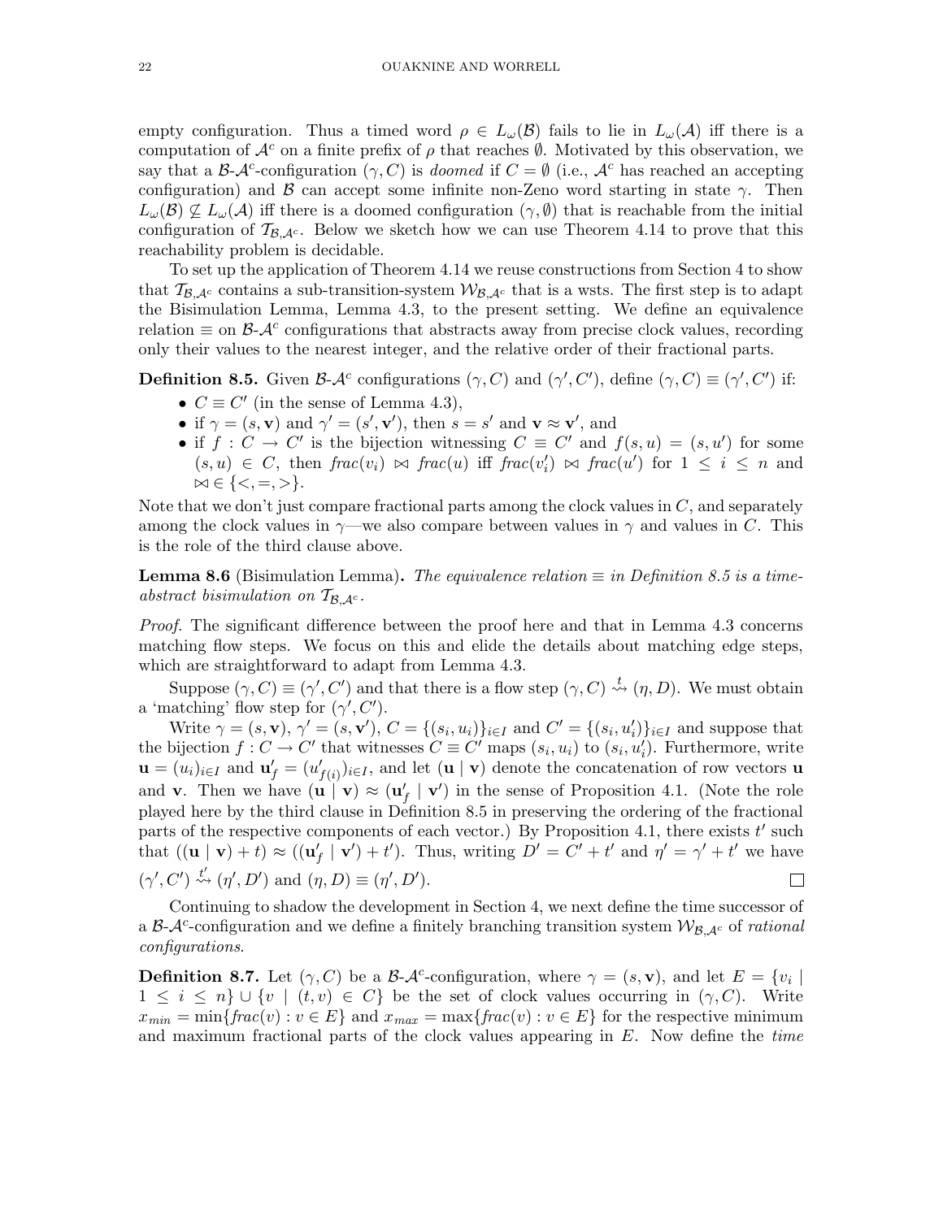empty configuration. Thus a timed word $\rho \in L_\omega(\mathcal{B})$ fails to lie in $L_\omega(\mathcal{A})$ iff there is a computation of $\mathcal{A}^c$ on a finite prefix of $\rho$ that reaches $\emptyset$. Motivated by this observation, we say that a $\mathcal{B}$-$\mathcal{A}^c$-configuration $(\gamma, C)$ is *doomed* if $C = \emptyset$ (i.e., $\mathcal{A}^c$ has reached an accepting configuration) and $\mathcal{B}$ can accept some infinite non-Zeno word starting in state $\gamma$. Then $L_\omega(\mathcal{B}) \not\subseteq L_\omega(\mathcal{A})$ iff there is a doomed configuration $(\gamma, \emptyset)$ that is reachable from the initial configuration of $\mathcal{T}_{\mathcal{B},\mathcal{A}^c}$. Below we sketch how we can use Theorem 4.14 to prove that this reachability problem is decidable.

To set up the application of Theorem 4.14 we reuse constructions from Section 4 to show that $\mathcal{T}_{\mathcal{B},\mathcal{A}^c}$ contains a sub-transition-system $\mathcal{W}_{\mathcal{B},\mathcal{A}^c}$ that is a wsts. The first step is to adapt the Bisimulation Lemma, Lemma 4.3, to the present setting. We define an equivalence relation $\equiv$ on $\mathcal{B}$-$\mathcal{A}^c$ configurations that abstracts away from precise clock values, recording only their values to the nearest integer, and the relative order of their fractional parts.

**Definition 8.5.** Given $\mathcal{B}$-$\mathcal{A}^c$ configurations $(\gamma, C)$ and $(\gamma', C')$, define $(\gamma, C) \equiv (\gamma', C')$ if:

- $C \equiv C'$ (in the sense of Lemma 4.3),
- if $\gamma = (s, \mathbf{v})$ and $\gamma' = (s', \mathbf{v}')$, then $s = s'$ and $\mathbf{v} \approx \mathbf{v}'$, and
- if $f : C \to C'$ is the bijection witnessing $C \equiv C'$ and $f(s, u) = (s, u')$ for some $(s, u) \in C$, then $\mathit{frac}(v_i) \bowtie \mathit{frac}(u)$ iff $\mathit{frac}(v'_i) \bowtie \mathit{frac}(u')$ for $1 \leq i \leq n$ and $\bowtie \in \{<, =, >\}$.

Note that we don't just compare fractional parts among the clock values in $C$, and separately among the clock values in $\gamma$—we also compare between values in $\gamma$ and values in $C$. This is the role of the third clause above.

**Lemma 8.6** (Bisimulation Lemma). *The equivalence relation $\equiv$ in Definition 8.5 is a time-abstract bisimulation on $\mathcal{T}_{\mathcal{B},\mathcal{A}^c}$.*

*Proof.* The significant difference between the proof here and that in Lemma 4.3 concerns matching flow steps. We focus on this and elide the details about matching edge steps, which are straightforward to adapt from Lemma 4.3.

Suppose $(\gamma, C) \equiv (\gamma', C')$ and that there is a flow step $(\gamma, C) \overset{t}{\rightsquigarrow} (\eta, D)$. We must obtain a 'matching' flow step for $(\gamma', C')$.

Write $\gamma = (s, \mathbf{v})$, $\gamma' = (s, \mathbf{v}')$, $C = \{(s_i, u_i)\}_{i \in I}$ and $C' = \{(s_i, u'_i)\}_{i \in I}$ and suppose that the bijection $f : C \to C'$ that witnesses $C \equiv C'$ maps $(s_i, u_i)$ to $(s_i, u'_i)$. Furthermore, write $\mathbf{u} = (u_i)_{i \in I}$ and $\mathbf{u}'_f = (u'_{f(i)})_{i \in I}$, and let $(\mathbf{u} \mid \mathbf{v})$ denote the concatenation of row vectors $\mathbf{u}$ and $\mathbf{v}$. Then we have $(\mathbf{u} \mid \mathbf{v}) \approx (\mathbf{u}'_f \mid \mathbf{v}')$ in the sense of Proposition 4.1. (Note the role played here by the third clause in Definition 8.5 in preserving the ordering of the fractional parts of the respective components of each vector.) By Proposition 4.1, there exists $t'$ such that $((\mathbf{u} \mid \mathbf{v}) + t) \approx ((\mathbf{u}'_f \mid \mathbf{v}') + t')$. Thus, writing $D' = C' + t'$ and $\eta' = \gamma' + t'$ we have $(\gamma', C') \overset{t'}{\rightsquigarrow} (\eta', D')$ and $(\eta, D) \equiv (\eta', D')$. $\square$

Continuing to shadow the development in Section 4, we next define the time successor of a $\mathcal{B}$-$\mathcal{A}^c$-configuration and we define a finitely branching transition system $\mathcal{W}_{\mathcal{B},\mathcal{A}^c}$ of *rational configurations*.

**Definition 8.7.** Let $(\gamma, C)$ be a $\mathcal{B}$-$\mathcal{A}^c$-configuration, where $\gamma = (s, \mathbf{v})$, and let $E = \{v_i \mid 1 \leq i \leq n\} \cup \{v \mid (t, v) \in C\}$ be the set of clock values occurring in $(\gamma, C)$. Write $x_{min} = \min\{\mathit{frac}(v) : v \in E\}$ and $x_{max} = \max\{\mathit{frac}(v) : v \in E\}$ for the respective minimum and maximum fractional parts of the clock values appearing in $E$. Now define the *time*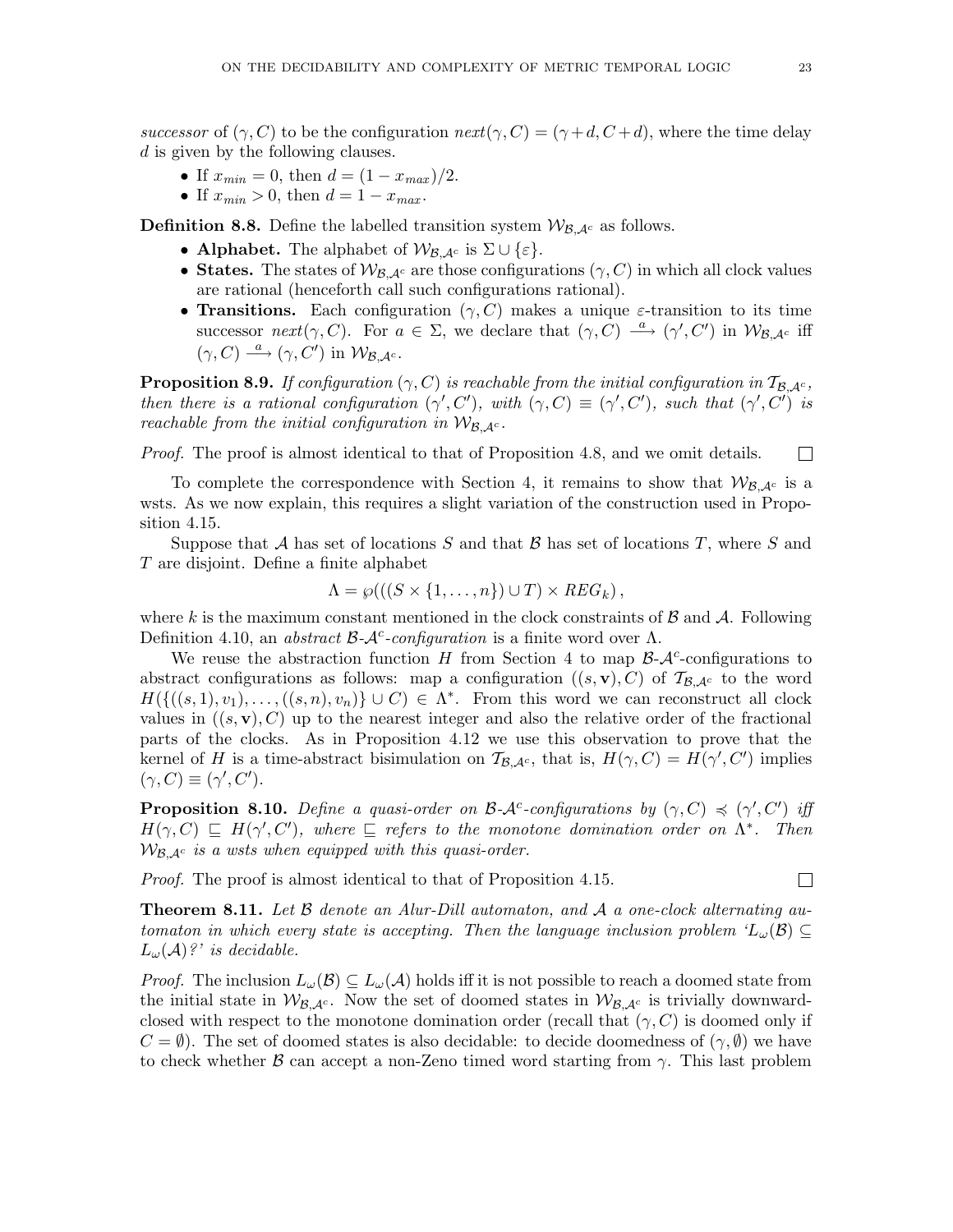*successor* of $(\gamma, C)$ to be the configuration $next(\gamma, C) = (\gamma + d, C + d)$, where the time delay $d$ is given by the following clauses.

- If $x_{min} = 0$, then $d = (1 - x_{max})/2$.
- If $x_{min} > 0$, then $d = 1 - x_{max}$.

**Definition 8.8.** Define the labelled transition system $\mathcal{W}_{\mathcal{B},\mathcal{A}^c}$ as follows.

- **Alphabet.** The alphabet of $\mathcal{W}_{\mathcal{B},\mathcal{A}^c}$ is $\Sigma \cup \{\varepsilon\}$.
- **States.** The states of $\mathcal{W}_{\mathcal{B},\mathcal{A}^c}$ are those configurations $(\gamma, C)$ in which all clock values are rational (henceforth call such configurations rational).
- **Transitions.** Each configuration $(\gamma, C)$ makes a unique $\varepsilon$-transition to its time successor $next(\gamma, C)$. For $a \in \Sigma$, we declare that $(\gamma, C) \xrightarrow{a} (\gamma', C')$ in $\mathcal{W}_{\mathcal{B},\mathcal{A}^c}$ iff $(\gamma, C) \xrightarrow{a} (\gamma, C')$ in $\mathcal{W}_{\mathcal{B},\mathcal{A}^c}$.

**Proposition 8.9.** *If configuration $(\gamma, C)$ is reachable from the initial configuration in $\mathcal{T}_{\mathcal{B},\mathcal{A}^c}$, then there is a rational configuration $(\gamma', C')$, with $(\gamma, C) \equiv (\gamma', C')$, such that $(\gamma', C')$ is reachable from the initial configuration in $\mathcal{W}_{\mathcal{B},\mathcal{A}^c}$.*

*Proof.* The proof is almost identical to that of Proposition 4.8, and we omit details. □

To complete the correspondence with Section 4, it remains to show that $\mathcal{W}_{\mathcal{B},\mathcal{A}^c}$ is a wsts. As we now explain, this requires a slight variation of the construction used in Proposition 4.15.

Suppose that $\mathcal{A}$ has set of locations $S$ and that $\mathcal{B}$ has set of locations $T$, where $S$ and $T$ are disjoint. Define a finite alphabet

$$\Lambda = \wp(((S \times \{1, \ldots, n\}) \cup T) \times REG_k),$$

where $k$ is the maximum constant mentioned in the clock constraints of $\mathcal{B}$ and $\mathcal{A}$. Following Definition 4.10, an *abstract $\mathcal{B}$-$\mathcal{A}^c$-configuration* is a finite word over $\Lambda$.

We reuse the abstraction function $H$ from Section 4 to map $\mathcal{B}$-$\mathcal{A}^c$-configurations to abstract configurations as follows: map a configuration $((s, \mathbf{v}), C)$ of $\mathcal{T}_{\mathcal{B},\mathcal{A}^c}$ to the word $H(\{((s,1), v_1), \ldots, ((s,n), v_n)\} \cup C) \in \Lambda^*$. From this word we can reconstruct all clock values in $((s, \mathbf{v}), C)$ up to the nearest integer and also the relative order of the fractional parts of the clocks. As in Proposition 4.12 we use this observation to prove that the kernel of $H$ is a time-abstract bisimulation on $\mathcal{T}_{\mathcal{B},\mathcal{A}^c}$, that is, $H(\gamma, C) = H(\gamma', C')$ implies $(\gamma, C) \equiv (\gamma', C')$.

**Proposition 8.10.** *Define a quasi-order on $\mathcal{B}$-$\mathcal{A}^c$-configurations by $(\gamma, C) \preccurlyeq (\gamma', C')$ iff $H(\gamma, C) \sqsubseteq H(\gamma', C')$, where $\sqsubseteq$ refers to the monotone domination order on $\Lambda^*$. Then $\mathcal{W}_{\mathcal{B},\mathcal{A}^c}$ is a wsts when equipped with this quasi-order.*

*Proof.* The proof is almost identical to that of Proposition 4.15. □

**Theorem 8.11.** *Let $\mathcal{B}$ denote an Alur-Dill automaton, and $\mathcal{A}$ a one-clock alternating automaton in which every state is accepting. Then the language inclusion problem '$L_\omega(\mathcal{B}) \subseteq L_\omega(\mathcal{A})$?' is decidable.*

*Proof.* The inclusion $L_\omega(\mathcal{B}) \subseteq L_\omega(\mathcal{A})$ holds iff it is not possible to reach a doomed state from the initial state in $\mathcal{W}_{\mathcal{B},\mathcal{A}^c}$. Now the set of doomed states in $\mathcal{W}_{\mathcal{B},\mathcal{A}^c}$ is trivially downward-closed with respect to the monotone domination order (recall that $(\gamma, C)$ is doomed only if $C = \emptyset$). The set of doomed states is also decidable: to decide doomedness of $(\gamma, \emptyset)$ we have to check whether $\mathcal{B}$ can accept a non-Zeno timed word starting from $\gamma$. This last problem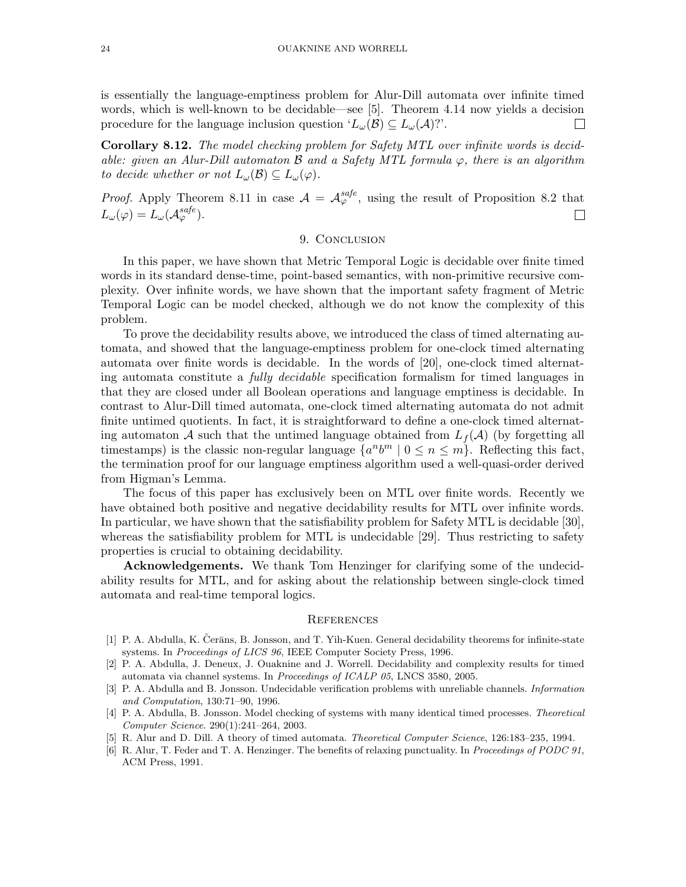is essentially the language-emptiness problem for Alur-Dill automata over infinite timed words, which is well-known to be decidable—see [5]. Theorem 4.14 now yields a decision procedure for the language inclusion question '$L_\omega(\mathcal{B}) \subseteq L_\omega(\mathcal{A})$?'. □

**Corollary 8.12.** *The model checking problem for Safety MTL over infinite words is decidable: given an Alur-Dill automaton $\mathcal{B}$ and a Safety MTL formula $\varphi$, there is an algorithm to decide whether or not $L_\omega(\mathcal{B}) \subseteq L_\omega(\varphi)$.*

*Proof.* Apply Theorem 8.11 in case $\mathcal{A} = \mathcal{A}_\varphi^{safe}$, using the result of Proposition 8.2 that $L_\omega(\varphi) = L_\omega(\mathcal{A}_\varphi^{safe})$. □

## 9. Conclusion

In this paper, we have shown that Metric Temporal Logic is decidable over finite timed words in its standard dense-time, point-based semantics, with non-primitive recursive complexity. Over infinite words, we have shown that the important safety fragment of Metric Temporal Logic can be model checked, although we do not know the complexity of this problem.

To prove the decidability results above, we introduced the class of timed alternating automata, and showed that the language-emptiness problem for one-clock timed alternating automata over finite words is decidable. In the words of [20], one-clock timed alternating automata constitute a *fully decidable* specification formalism for timed languages in that they are closed under all Boolean operations and language emptiness is decidable. In contrast to Alur-Dill timed automata, one-clock timed alternating automata do not admit finite untimed quotients. In fact, it is straightforward to define a one-clock timed alternating automaton $\mathcal{A}$ such that the untimed language obtained from $L_f(\mathcal{A})$ (by forgetting all timestamps) is the classic non-regular language $\{a^n b^m \mid 0 \leq n \leq m\}$. Reflecting this fact, the termination proof for our language emptiness algorithm used a well-quasi-order derived from Higman's Lemma.

The focus of this paper has exclusively been on MTL over finite words. Recently we have obtained both positive and negative decidability results for MTL over infinite words. In particular, we have shown that the satisfiability problem for Safety MTL is decidable [30], whereas the satisfiability problem for MTL is undecidable [29]. Thus restricting to safety properties is crucial to obtaining decidability.

**Acknowledgements.** We thank Tom Henzinger for clarifying some of the undecidability results for MTL, and for asking about the relationship between single-clock timed automata and real-time temporal logics.

## References

[1] P. A. Abdulla, K. Čerāns, B. Jonsson, and T. Yih-Kuen. General decidability theorems for infinite-state systems. In *Proceedings of LICS 96*, IEEE Computer Society Press, 1996.

[2] P. A. Abdulla, J. Deneux, J. Ouaknine and J. Worrell. Decidability and complexity results for timed automata via channel systems. In *Proceedings of ICALP 05*, LNCS 3580, 2005.

[3] P. A. Abdulla and B. Jonsson. Undecidable verification problems with unreliable channels. *Information and Computation*, 130:71–90, 1996.

[4] P. A. Abdulla, B. Jonsson. Model checking of systems with many identical timed processes. *Theoretical Computer Science*. 290(1):241–264, 2003.

[5] R. Alur and D. Dill. A theory of timed automata. *Theoretical Computer Science*, 126:183–235, 1994.

[6] R. Alur, T. Feder and T. A. Henzinger. The benefits of relaxing punctuality. In *Proceedings of PODC 91*, ACM Press, 1991.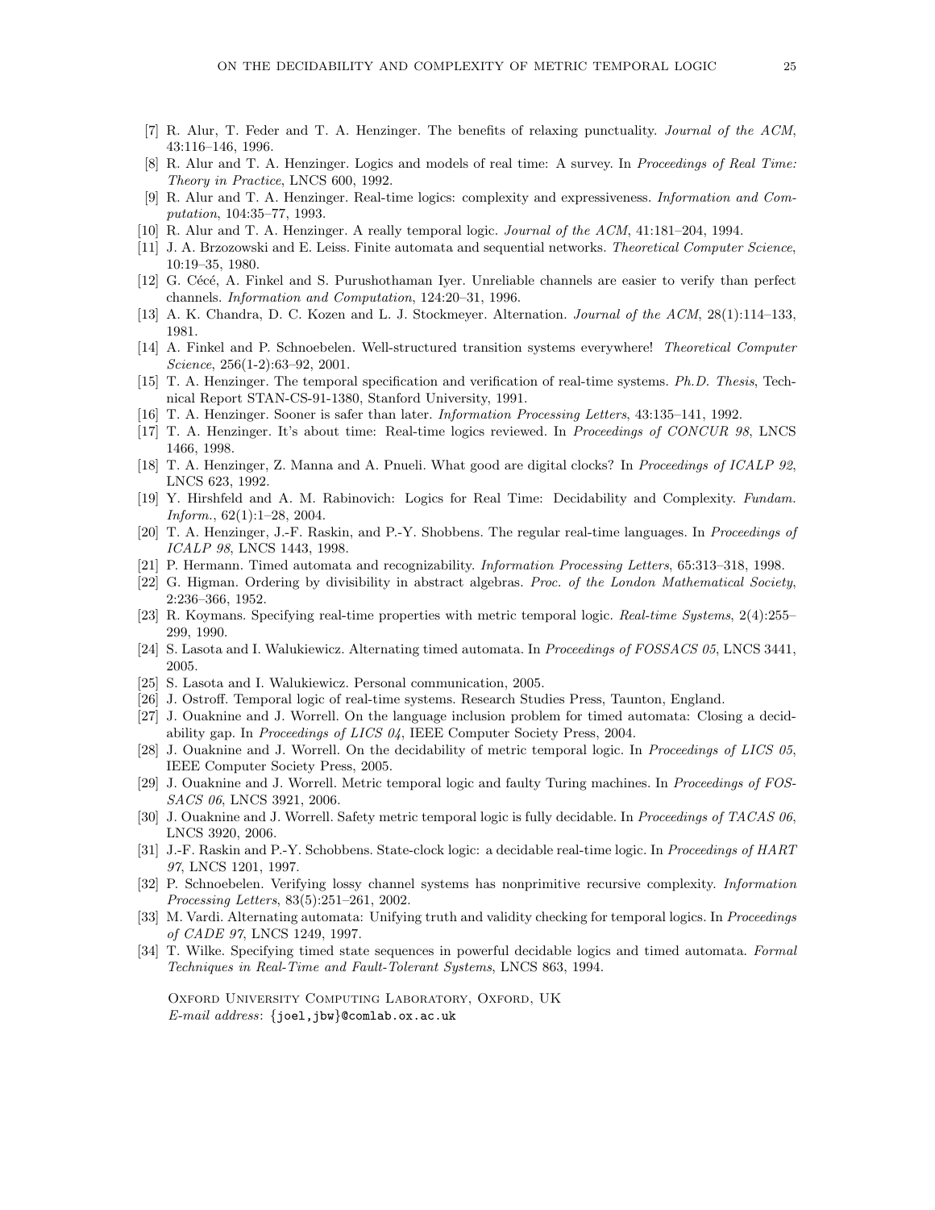[7] R. Alur, T. Feder and T. A. Henzinger. The benefits of relaxing punctuality. *Journal of the ACM*, 43:116–146, 1996.

[8] R. Alur and T. A. Henzinger. Logics and models of real time: A survey. In *Proceedings of Real Time: Theory in Practice*, LNCS 600, 1992.

[9] R. Alur and T. A. Henzinger. Real-time logics: complexity and expressiveness. *Information and Computation*, 104:35–77, 1993.

[10] R. Alur and T. A. Henzinger. A really temporal logic. *Journal of the ACM*, 41:181–204, 1994.

[11] J. A. Brzozowski and E. Leiss. Finite automata and sequential networks. *Theoretical Computer Science*, 10:19–35, 1980.

[12] G. Cécé, A. Finkel and S. Purushothaman Iyer. Unreliable channels are easier to verify than perfect channels. *Information and Computation*, 124:20–31, 1996.

[13] A. K. Chandra, D. C. Kozen and L. J. Stockmeyer. Alternation. *Journal of the ACM*, 28(1):114–133, 1981.

[14] A. Finkel and P. Schnoebelen. Well-structured transition systems everywhere! *Theoretical Computer Science*, 256(1-2):63–92, 2001.

[15] T. A. Henzinger. The temporal specification and verification of real-time systems. *Ph.D. Thesis*, Technical Report STAN-CS-91-1380, Stanford University, 1991.

[16] T. A. Henzinger. Sooner is safer than later. *Information Processing Letters*, 43:135–141, 1992.

[17] T. A. Henzinger. It's about time: Real-time logics reviewed. In *Proceedings of CONCUR 98*, LNCS 1466, 1998.

[18] T. A. Henzinger, Z. Manna and A. Pnueli. What good are digital clocks? In *Proceedings of ICALP 92*, LNCS 623, 1992.

[19] Y. Hirshfeld and A. M. Rabinovich: Logics for Real Time: Decidability and Complexity. *Fundam. Inform.*, 62(1):1–28, 2004.

[20] T. A. Henzinger, J.-F. Raskin, and P.-Y. Shobbens. The regular real-time languages. In *Proceedings of ICALP 98*, LNCS 1443, 1998.

[21] P. Hermann. Timed automata and recognizability. *Information Processing Letters*, 65:313–318, 1998.

[22] G. Higman. Ordering by divisibility in abstract algebras. *Proc. of the London Mathematical Society*, 2:236–366, 1952.

[23] R. Koymans. Specifying real-time properties with metric temporal logic. *Real-time Systems*, 2(4):255–299, 1990.

[24] S. Lasota and I. Walukiewicz. Alternating timed automata. In *Proceedings of FOSSACS 05*, LNCS 3441, 2005.

[25] S. Lasota and I. Walukiewicz. Personal communication, 2005.

[26] J. Ostroff. Temporal logic of real-time systems. Research Studies Press, Taunton, England.

[27] J. Ouaknine and J. Worrell. On the language inclusion problem for timed automata: Closing a decidability gap. In *Proceedings of LICS 04*, IEEE Computer Society Press, 2004.

[28] J. Ouaknine and J. Worrell. On the decidability of metric temporal logic. In *Proceedings of LICS 05*, IEEE Computer Society Press, 2005.

[29] J. Ouaknine and J. Worrell. Metric temporal logic and faulty Turing machines. In *Proceedings of FOSSACS 06*, LNCS 3921, 2006.

[30] J. Ouaknine and J. Worrell. Safety metric temporal logic is fully decidable. In *Proceedings of TACAS 06*, LNCS 3920, 2006.

[31] J.-F. Raskin and P.-Y. Schobbens. State-clock logic: a decidable real-time logic. In *Proceedings of HART 97*, LNCS 1201, 1997.

[32] P. Schnoebelen. Verifying lossy channel systems has nonprimitive recursive complexity. *Information Processing Letters*, 83(5):251–261, 2002.

[33] M. Vardi. Alternating automata: Unifying truth and validity checking for temporal logics. In *Proceedings of CADE 97*, LNCS 1249, 1997.

[34] T. Wilke. Specifying timed state sequences in powerful decidable logics and timed automata. *Formal Techniques in Real-Time and Fault-Tolerant Systems*, LNCS 863, 1994.

Oxford University Computing Laboratory, Oxford, UK
*E-mail address*: {joel,jbw}@comlab.ox.ac.uk